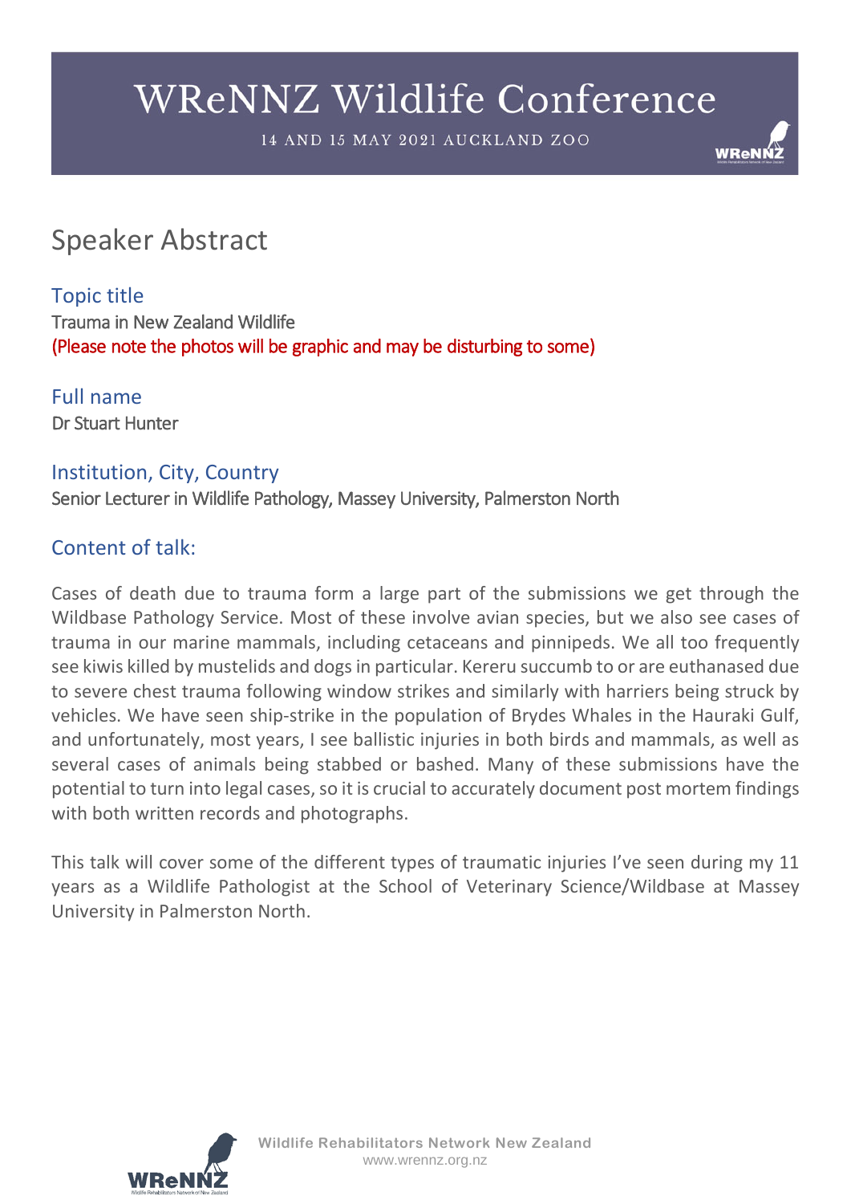# WReNNZ Wildlife Conference

14 AND 15 MAY 2021 AUCKLAND ZOO

## Speaker Abstract

### Topic title

Trauma in New Zealand Wildlife

(Please note the photos will be graphic and may be disturbing to some)

### Full name

Dr Stuart Hunter

### Institution, City, Country

Senior Lecturer in Wildlife Pathology, Massey University, Palmerston North

### Content of talk:

Cases of death due to trauma form a large part of the submissions we get through the Wildbase Pathology Service. Most of these involve avian species, but we also see cases of trauma in our marine mammals, including cetaceans and pinnipeds. We all too frequently see kiwis killed by mustelids and dogs in particular. Kereru succumb to or are euthanased due to severe chest trauma following window strikes and similarly with harriers being struck by vehicles. We have seen ship-strike in the population of Brydes Whales in the Hauraki Gulf, and unfortunately, most years, I see ballistic injuries in both birds and mammals, as well as several cases of animals being stabbed or bashed. Many of these submissions have the potential to turn into legal cases, so it is crucial to accurately document post mortem findings with both written records and photographs.

This talk will cover some of the different types of traumatic injuries I've seen during my 11 years as a Wildlife Pathologist at the School of Veterinary Science/Wildbase at Massey University in Palmerston North.

Wildlife Rehabilitators Network New Zealand
www.wrennz.org.nz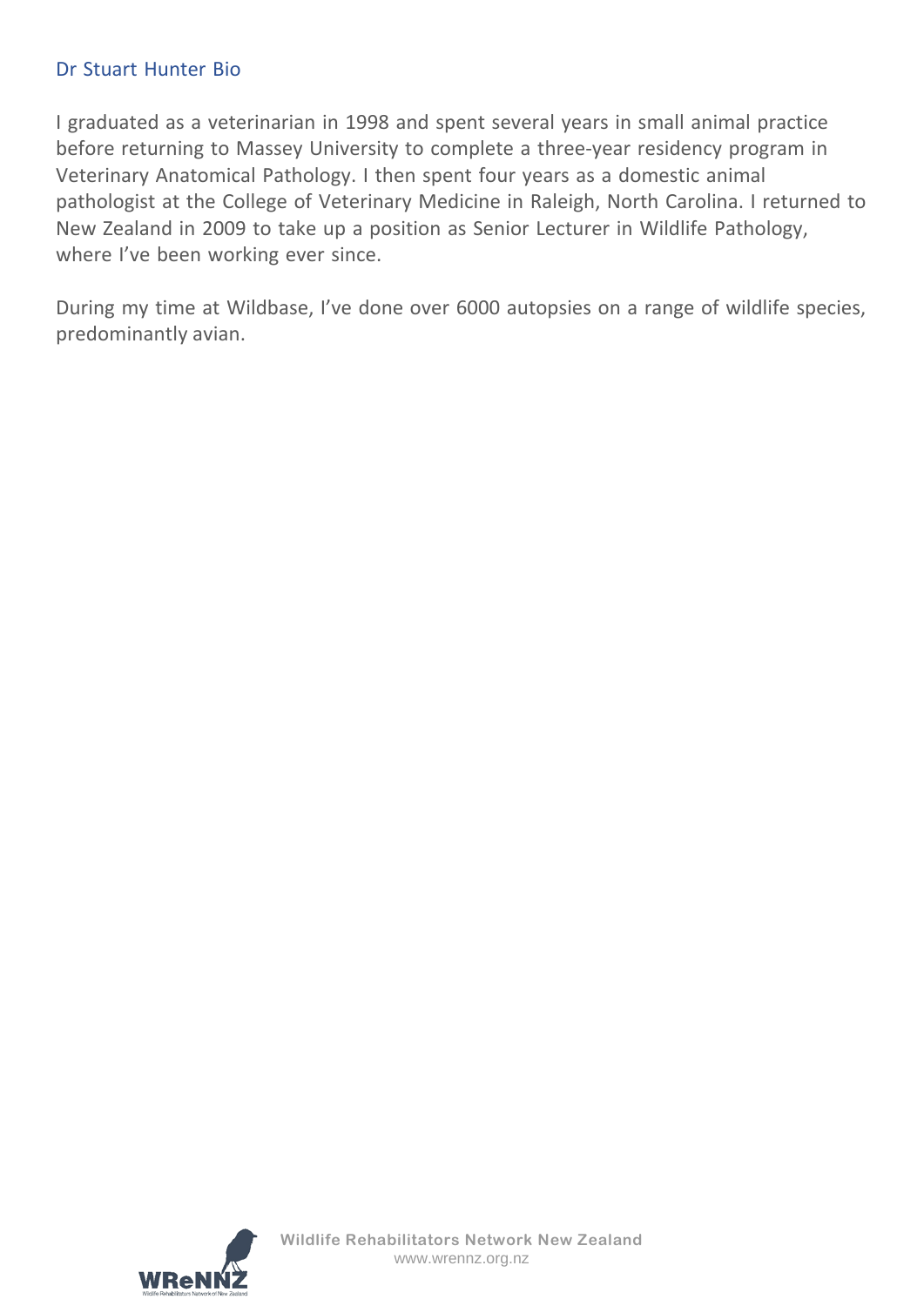## Dr Stuart Hunter Bio

I graduated as a veterinarian in 1998 and spent several years in small animal practice before returning to Massey University to complete a three-year residency program in Veterinary Anatomical Pathology. I then spent four years as a domestic animal pathologist at the College of Veterinary Medicine in Raleigh, North Carolina. I returned to New Zealand in 2009 to take up a position as Senior Lecturer in Wildlife Pathology, where I've been working ever since.

During my time at Wildbase, I've done over 6000 autopsies on a range of wildlife species, predominantly avian.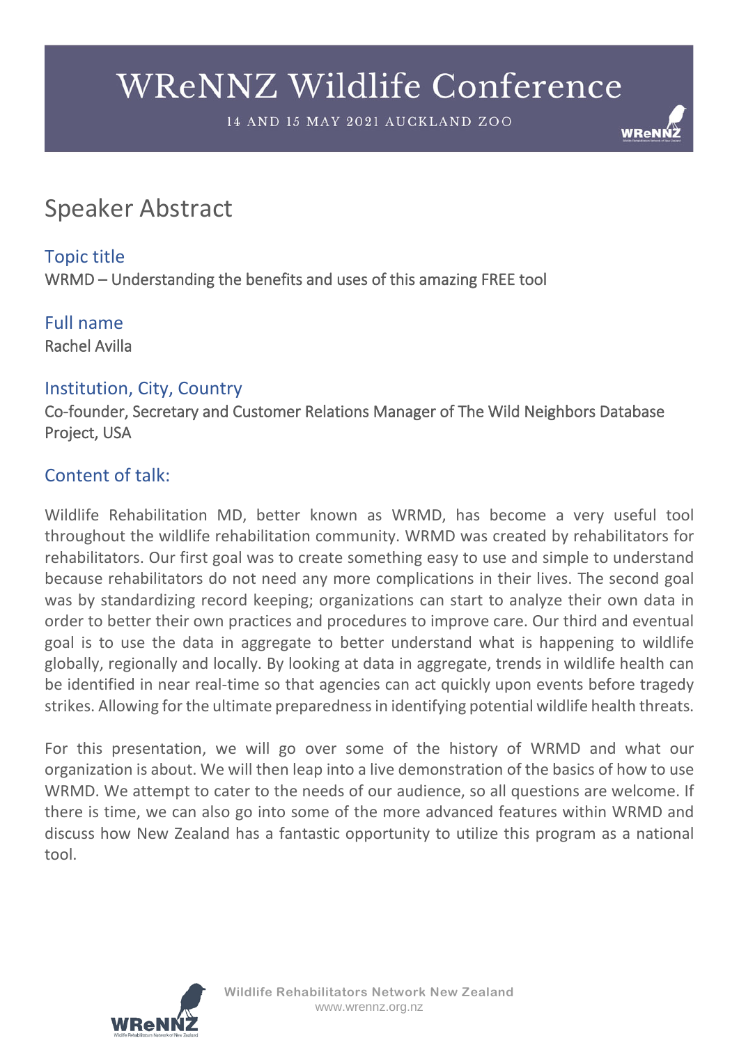# WReNNZ Wildlife Conference

14 AND 15 MAY 2021 AUCKLAND ZOO

## Speaker Abstract

### Topic title

WRMD – Understanding the benefits and uses of this amazing FREE tool

### Full name

Rachel Avilla

### Institution, City, Country

Co-founder, Secretary and Customer Relations Manager of The Wild Neighbors Database Project, USA

### Content of talk:

Wildlife Rehabilitation MD, better known as WRMD, has become a very useful tool throughout the wildlife rehabilitation community. WRMD was created by rehabilitators for rehabilitators. Our first goal was to create something easy to use and simple to understand because rehabilitators do not need any more complications in their lives. The second goal was by standardizing record keeping; organizations can start to analyze their own data in order to better their own practices and procedures to improve care. Our third and eventual goal is to use the data in aggregate to better understand what is happening to wildlife globally, regionally and locally. By looking at data in aggregate, trends in wildlife health can be identified in near real-time so that agencies can act quickly upon events before tragedy strikes. Allowing for the ultimate preparedness in identifying potential wildlife health threats.

For this presentation, we will go over some of the history of WRMD and what our organization is about. We will then leap into a live demonstration of the basics of how to use WRMD. We attempt to cater to the needs of our audience, so all questions are welcome. If there is time, we can also go into some of the more advanced features within WRMD and discuss how New Zealand has a fantastic opportunity to utilize this program as a national tool.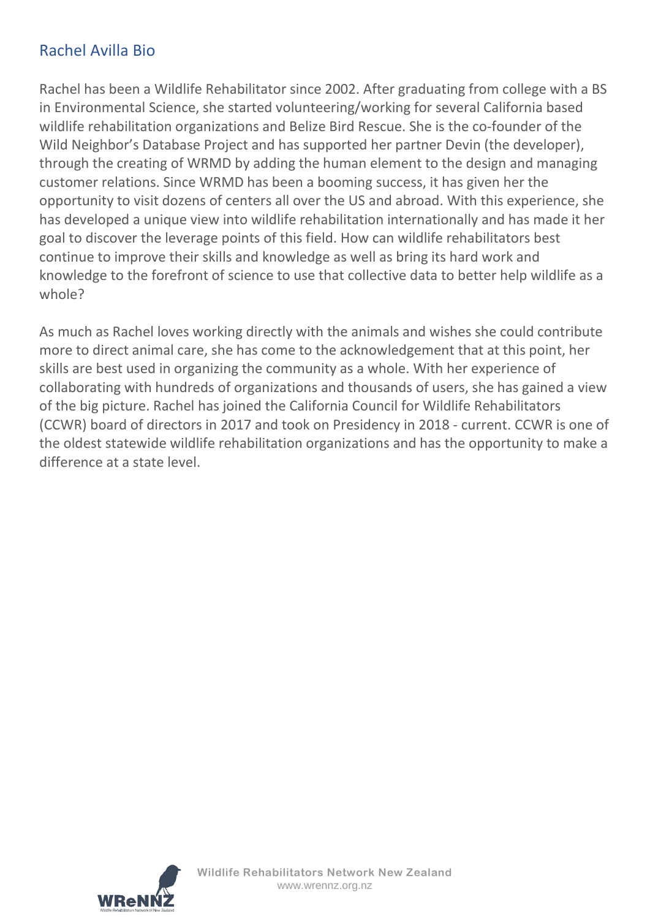## Rachel Avilla Bio

Rachel has been a Wildlife Rehabilitator since 2002. After graduating from college with a BS in Environmental Science, she started volunteering/working for several California based wildlife rehabilitation organizations and Belize Bird Rescue. She is the co-founder of the Wild Neighbor's Database Project and has supported her partner Devin (the developer), through the creating of WRMD by adding the human element to the design and managing customer relations. Since WRMD has been a booming success, it has given her the opportunity to visit dozens of centers all over the US and abroad. With this experience, she has developed a unique view into wildlife rehabilitation internationally and has made it her goal to discover the leverage points of this field. How can wildlife rehabilitators best continue to improve their skills and knowledge as well as bring its hard work and knowledge to the forefront of science to use that collective data to better help wildlife as a whole?

As much as Rachel loves working directly with the animals and wishes she could contribute more to direct animal care, she has come to the acknowledgement that at this point, her skills are best used in organizing the community as a whole. With her experience of collaborating with hundreds of organizations and thousands of users, she has gained a view of the big picture. Rachel has joined the California Council for Wildlife Rehabilitators (CCWR) board of directors in 2017 and took on Presidency in 2018 - current. CCWR is one of the oldest statewide wildlife rehabilitation organizations and has the opportunity to make a difference at a state level.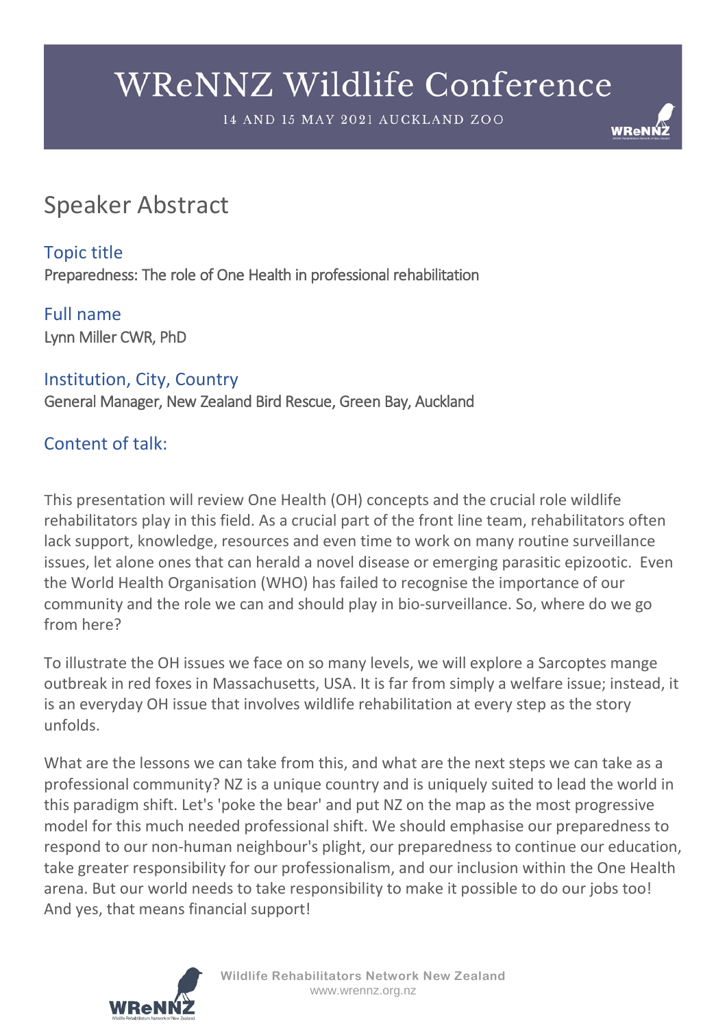## Speaker Abstract

### Topic title

Preparedness: The role of One Health in professional rehabilitation

### Full name

Lynn Miller CWR, PhD

### Institution, City, Country

General Manager, New Zealand Bird Rescue, Green Bay, Auckland

### Content of talk:

This presentation will review One Health (OH) concepts and the crucial role wildlife rehabilitators play in this field. As a crucial part of the front line team, rehabilitators often lack support, knowledge, resources and even time to work on many routine surveillance issues, let alone ones that can herald a novel disease or emerging parasitic epizootic. Even the World Health Organisation (WHO) has failed to recognise the importance of our community and the role we can and should play in bio-surveillance. So, where do we go from here?

To illustrate the OH issues we face on so many levels, we will explore a Sarcoptes mange outbreak in red foxes in Massachusetts, USA. It is far from simply a welfare issue; instead, it is an everyday OH issue that involves wildlife rehabilitation at every step as the story unfolds.

What are the lessons we can take from this, and what are the next steps we can take as a professional community? NZ is a unique country and is uniquely suited to lead the world in this paradigm shift. Let's 'poke the bear' and put NZ on the map as the most progressive model for this much needed professional shift. We should emphasise our preparedness to respond to our non-human neighbour's plight, our preparedness to continue our education, take greater responsibility for our professionalism, and our inclusion within the One Health arena. But our world needs to take responsibility to make it possible to do our jobs too! And yes, that means financial support!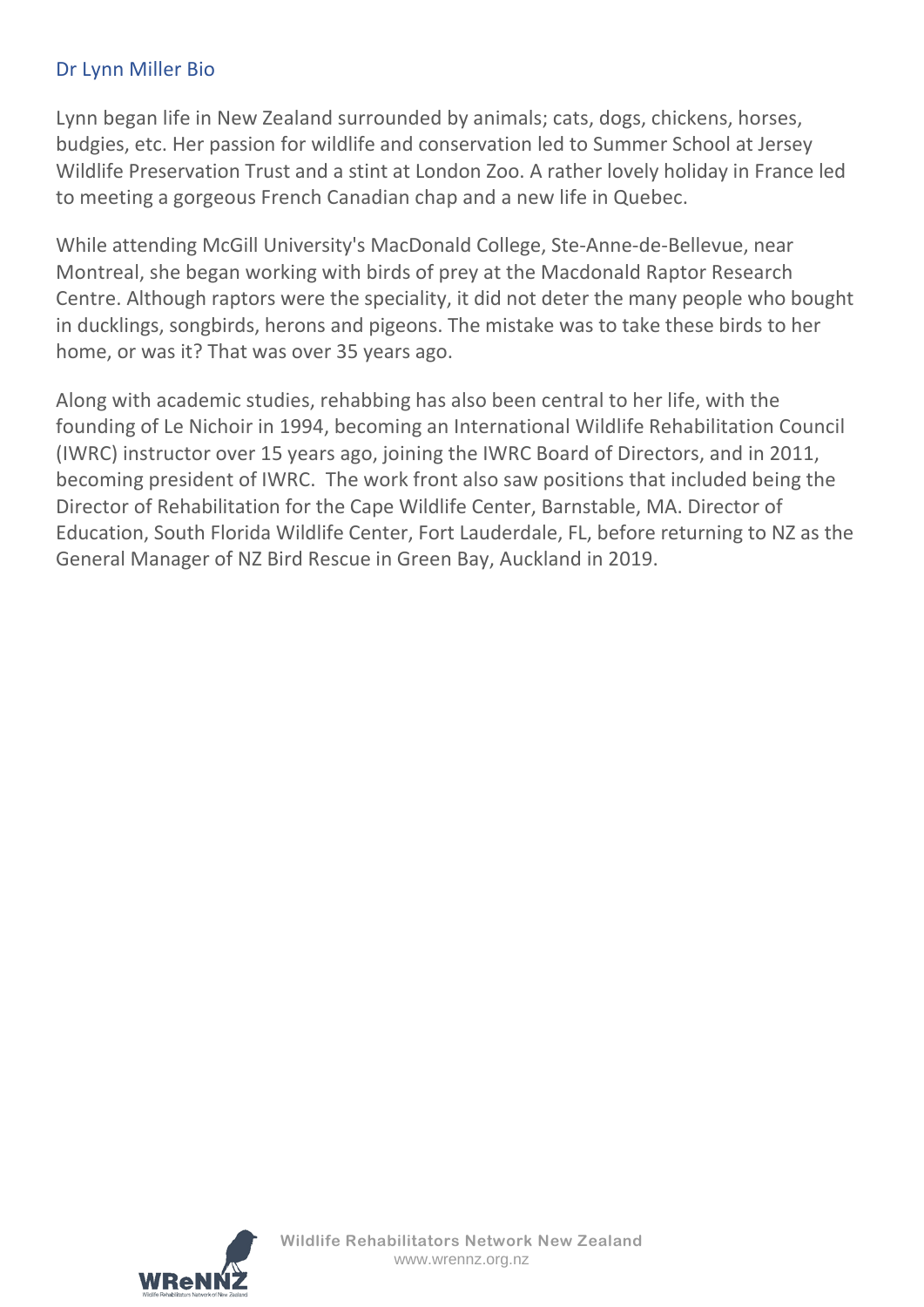## Dr Lynn Miller Bio

Lynn began life in New Zealand surrounded by animals; cats, dogs, chickens, horses, budgies, etc. Her passion for wildlife and conservation led to Summer School at Jersey Wildlife Preservation Trust and a stint at London Zoo. A rather lovely holiday in France led to meeting a gorgeous French Canadian chap and a new life in Quebec.

While attending McGill University's MacDonald College, Ste-Anne-de-Bellevue, near Montreal, she began working with birds of prey at the Macdonald Raptor Research Centre. Although raptors were the speciality, it did not deter the many people who bought in ducklings, songbirds, herons and pigeons. The mistake was to take these birds to her home, or was it? That was over 35 years ago.

Along with academic studies, rehabbing has also been central to her life, with the founding of Le Nichoir in 1994, becoming an International Wildlife Rehabilitation Council (IWRC) instructor over 15 years ago, joining the IWRC Board of Directors, and in 2011, becoming president of IWRC. The work front also saw positions that included being the Director of Rehabilitation for the Cape Wildlife Center, Barnstable, MA. Director of Education, South Florida Wildlife Center, Fort Lauderdale, FL, before returning to NZ as the General Manager of NZ Bird Rescue in Green Bay, Auckland in 2019.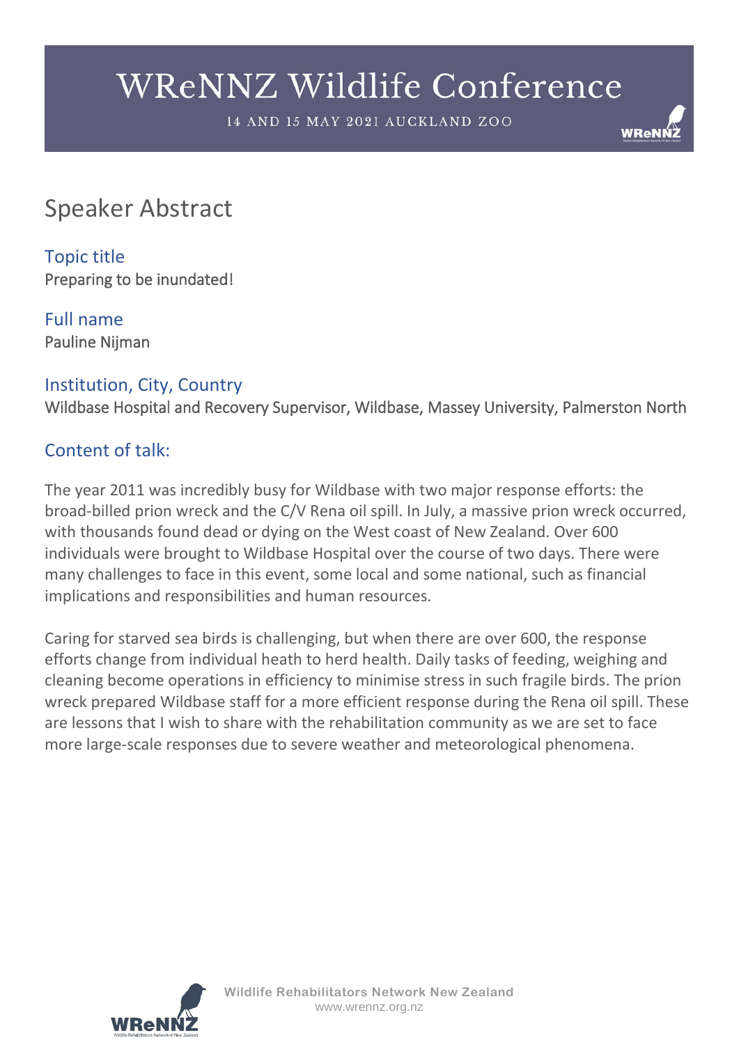# WReNNZ Wildlife Conference

14 AND 15 MAY 2021 AUCKLAND ZOO

## Speaker Abstract

### Topic title

Preparing to be inundated!

### Full name

Pauline Nijman

### Institution, City, Country

Wildbase Hospital and Recovery Supervisor, Wildbase, Massey University, Palmerston North

### Content of talk:

The year 2011 was incredibly busy for Wildbase with two major response efforts: the broad-billed prion wreck and the C/V Rena oil spill. In July, a massive prion wreck occurred, with thousands found dead or dying on the West coast of New Zealand. Over 600 individuals were brought to Wildbase Hospital over the course of two days. There were many challenges to face in this event, some local and some national, such as financial implications and responsibilities and human resources.

Caring for starved sea birds is challenging, but when there are over 600, the response efforts change from individual heath to herd health. Daily tasks of feeding, weighing and cleaning become operations in efficiency to minimise stress in such fragile birds. The prion wreck prepared Wildbase staff for a more efficient response during the Rena oil spill. These are lessons that I wish to share with the rehabilitation community as we are set to face more large-scale responses due to severe weather and meteorological phenomena.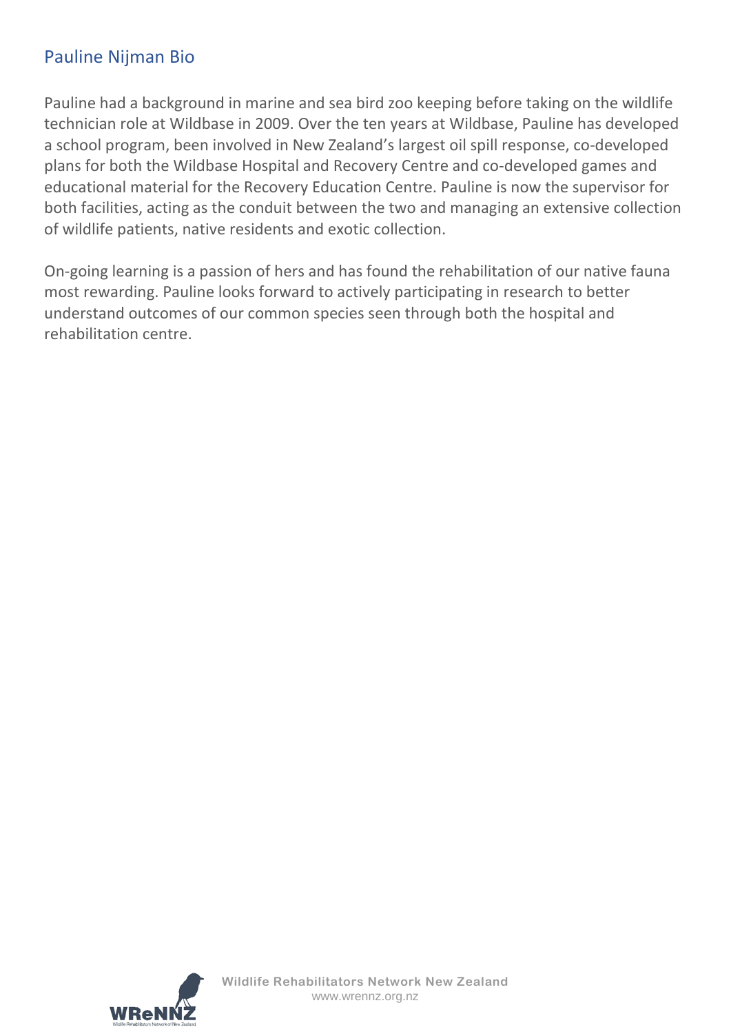## Pauline Nijman Bio

Pauline had a background in marine and sea bird zoo keeping before taking on the wildlife technician role at Wildbase in 2009. Over the ten years at Wildbase, Pauline has developed a school program, been involved in New Zealand's largest oil spill response, co-developed plans for both the Wildbase Hospital and Recovery Centre and co-developed games and educational material for the Recovery Education Centre. Pauline is now the supervisor for both facilities, acting as the conduit between the two and managing an extensive collection of wildlife patients, native residents and exotic collection.

On-going learning is a passion of hers and has found the rehabilitation of our native fauna most rewarding. Pauline looks forward to actively participating in research to better understand outcomes of our common species seen through both the hospital and rehabilitation centre.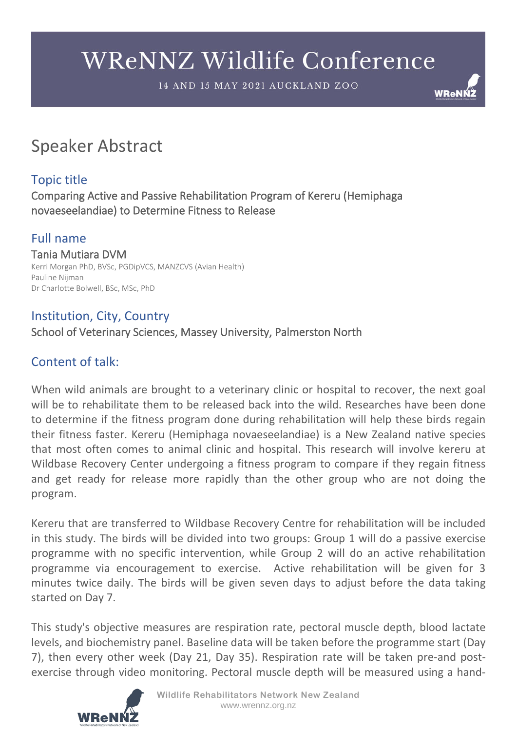# WReNNZ Wildlife Conference

14 AND 15 MAY 2021 AUCKLAND ZOO

## Speaker Abstract

### Topic title

Comparing Active and Passive Rehabilitation Program of Kereru (Hemiphaga novaeseelandiae) to Determine Fitness to Release

### Full name

Tania Mutiara DVM

Kerri Morgan PhD, BVSc, PGDipVCS, MANZCVS (Avian Health)
Pauline Nijman
Dr Charlotte Bolwell, BSc, MSc, PhD

### Institution, City, Country

School of Veterinary Sciences, Massey University, Palmerston North

### Content of talk:

When wild animals are brought to a veterinary clinic or hospital to recover, the next goal will be to rehabilitate them to be released back into the wild. Researches have been done to determine if the fitness program done during rehabilitation will help these birds regain their fitness faster. Kereru (Hemiphaga novaeseelandiae) is a New Zealand native species that most often comes to animal clinic and hospital. This research will involve kereru at Wildbase Recovery Center undergoing a fitness program to compare if they regain fitness and get ready for release more rapidly than the other group who are not doing the program.

Kereru that are transferred to Wildbase Recovery Centre for rehabilitation will be included in this study. The birds will be divided into two groups: Group 1 will do a passive exercise programme with no specific intervention, while Group 2 will do an active rehabilitation programme via encouragement to exercise. Active rehabilitation will be given for 3 minutes twice daily. The birds will be given seven days to adjust before the data taking started on Day 7.

This study's objective measures are respiration rate, pectoral muscle depth, blood lactate levels, and biochemistry panel. Baseline data will be taken before the programme start (Day 7), then every other week (Day 21, Day 35). Respiration rate will be taken pre-and post-exercise through video monitoring. Pectoral muscle depth will be measured using a hand-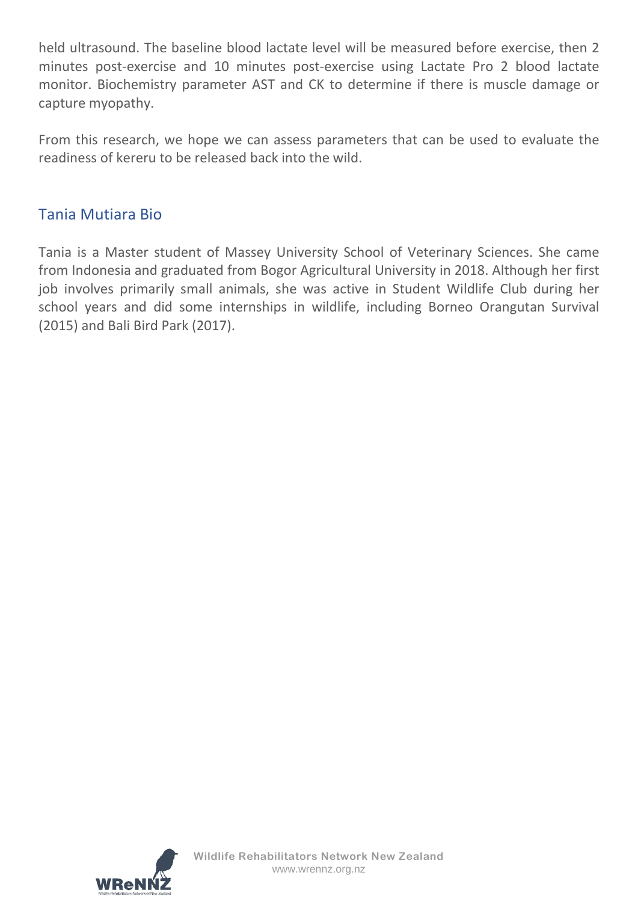held ultrasound. The baseline blood lactate level will be measured before exercise, then 2 minutes post-exercise and 10 minutes post-exercise using Lactate Pro 2 blood lactate monitor. Biochemistry parameter AST and CK to determine if there is muscle damage or capture myopathy.

From this research, we hope we can assess parameters that can be used to evaluate the readiness of kereru to be released back into the wild.

## Tania Mutiara Bio

Tania is a Master student of Massey University School of Veterinary Sciences. She came from Indonesia and graduated from Bogor Agricultural University in 2018. Although her first job involves primarily small animals, she was active in Student Wildlife Club during her school years and did some internships in wildlife, including Borneo Orangutan Survival (2015) and Bali Bird Park (2017).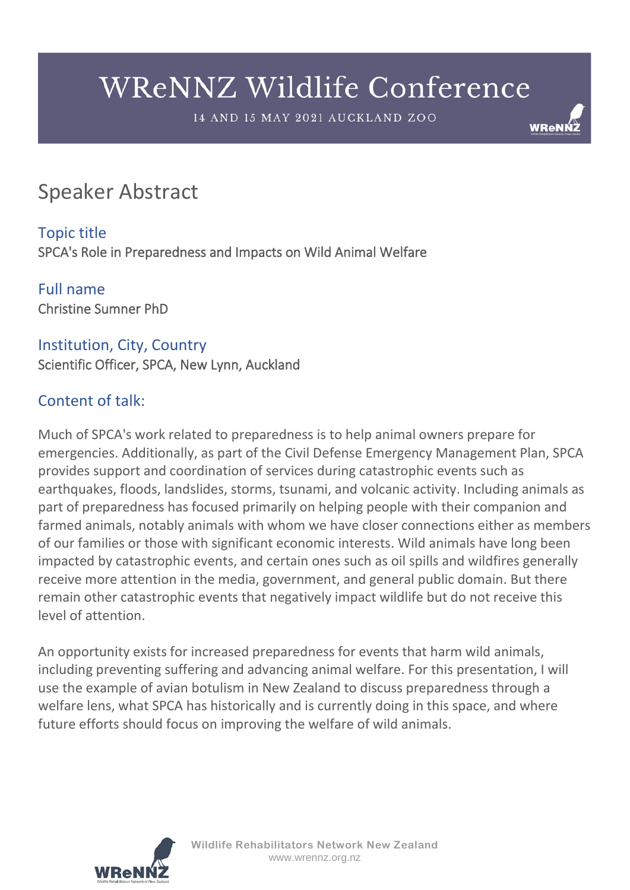# WReNNZ Wildlife Conference

14 AND 15 MAY 2021 AUCKLAND ZOO

## Speaker Abstract

### Topic title

SPCA's Role in Preparedness and Impacts on Wild Animal Welfare

### Full name

Christine Sumner PhD

### Institution, City, Country

Scientific Officer, SPCA, New Lynn, Auckland

### Content of talk:

Much of SPCA's work related to preparedness is to help animal owners prepare for emergencies. Additionally, as part of the Civil Defense Emergency Management Plan, SPCA provides support and coordination of services during catastrophic events such as earthquakes, floods, landslides, storms, tsunami, and volcanic activity. Including animals as part of preparedness has focused primarily on helping people with their companion and farmed animals, notably animals with whom we have closer connections either as members of our families or those with significant economic interests. Wild animals have long been impacted by catastrophic events, and certain ones such as oil spills and wildfires generally receive more attention in the media, government, and general public domain. But there remain other catastrophic events that negatively impact wildlife but do not receive this level of attention.

An opportunity exists for increased preparedness for events that harm wild animals, including preventing suffering and advancing animal welfare. For this presentation, I will use the example of avian botulism in New Zealand to discuss preparedness through a welfare lens, what SPCA has historically and is currently doing in this space, and where future efforts should focus on improving the welfare of wild animals.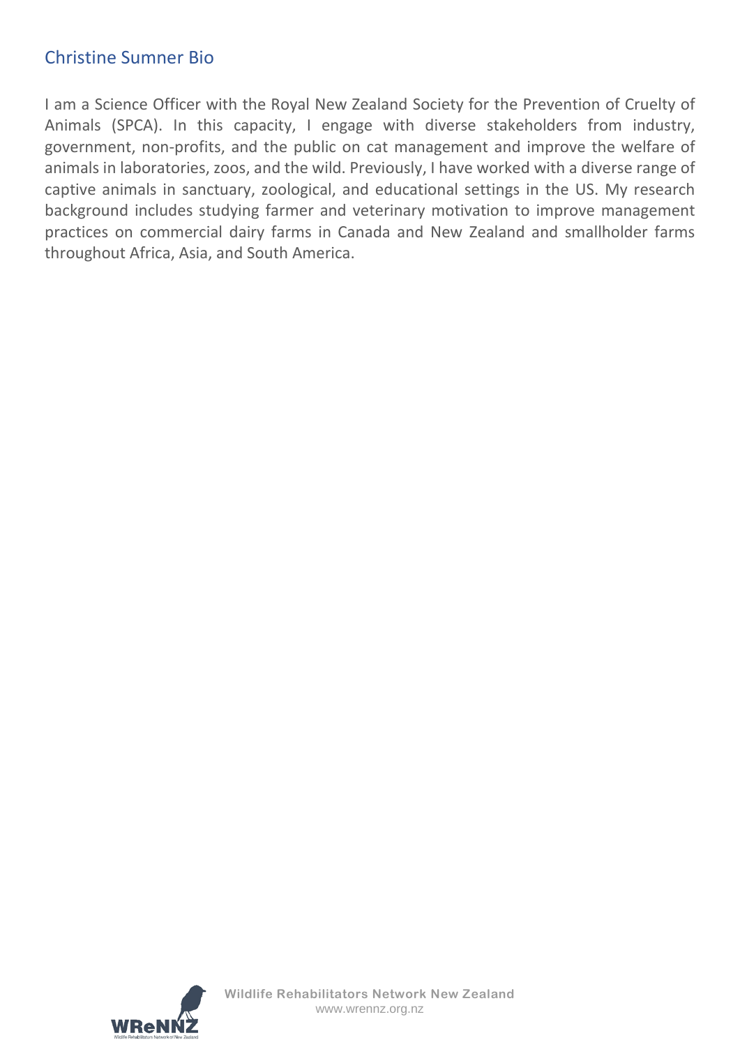## Christine Sumner Bio

I am a Science Officer with the Royal New Zealand Society for the Prevention of Cruelty of Animals (SPCA). In this capacity, I engage with diverse stakeholders from industry, government, non-profits, and the public on cat management and improve the welfare of animals in laboratories, zoos, and the wild. Previously, I have worked with a diverse range of captive animals in sanctuary, zoological, and educational settings in the US. My research background includes studying farmer and veterinary motivation to improve management practices on commercial dairy farms in Canada and New Zealand and smallholder farms throughout Africa, Asia, and South America.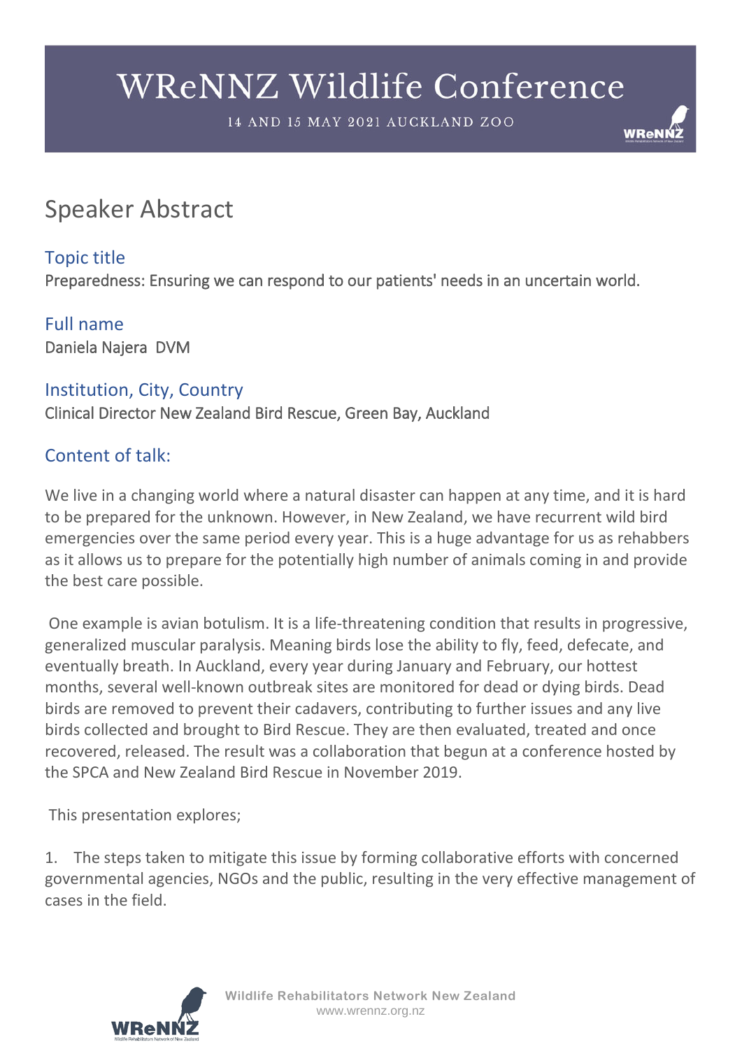# WReNNZ Wildlife Conference

14 AND 15 MAY 2021 AUCKLAND ZOO

## Speaker Abstract

### Topic title

Preparedness: Ensuring we can respond to our patients' needs in an uncertain world.

### Full name

Daniela Najera DVM

### Institution, City, Country

Clinical Director New Zealand Bird Rescue, Green Bay, Auckland

### Content of talk:

We live in a changing world where a natural disaster can happen at any time, and it is hard to be prepared for the unknown. However, in New Zealand, we have recurrent wild bird emergencies over the same period every year. This is a huge advantage for us as rehabbers as it allows us to prepare for the potentially high number of animals coming in and provide the best care possible.

One example is avian botulism. It is a life-threatening condition that results in progressive, generalized muscular paralysis. Meaning birds lose the ability to fly, feed, defecate, and eventually breath. In Auckland, every year during January and February, our hottest months, several well-known outbreak sites are monitored for dead or dying birds. Dead birds are removed to prevent their cadavers, contributing to further issues and any live birds collected and brought to Bird Rescue. They are then evaluated, treated and once recovered, released. The result was a collaboration that begun at a conference hosted by the SPCA and New Zealand Bird Rescue in November 2019.

This presentation explores;

1. The steps taken to mitigate this issue by forming collaborative efforts with concerned governmental agencies, NGOs and the public, resulting in the very effective management of cases in the field.

Wildlife Rehabilitators Network New Zealand
www.wrennz.org.nz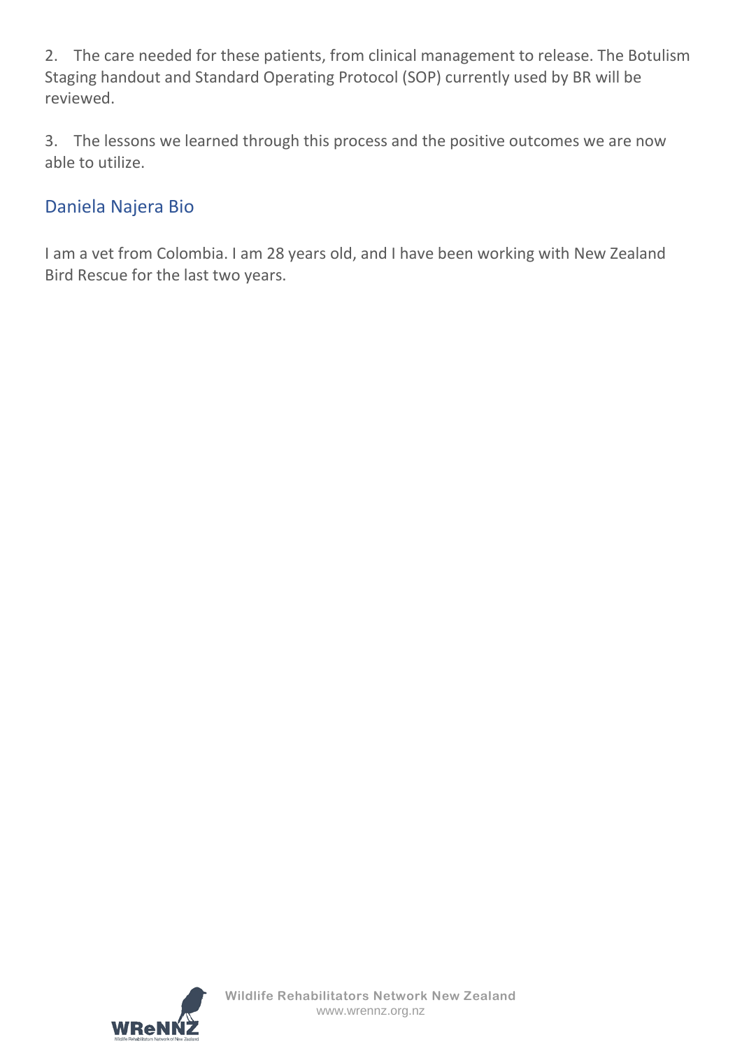2. The care needed for these patients, from clinical management to release. The Botulism Staging handout and Standard Operating Protocol (SOP) currently used by BR will be reviewed.

3. The lessons we learned through this process and the positive outcomes we are now able to utilize.

## Daniela Najera Bio

I am a vet from Colombia. I am 28 years old, and I have been working with New Zealand Bird Rescue for the last two years.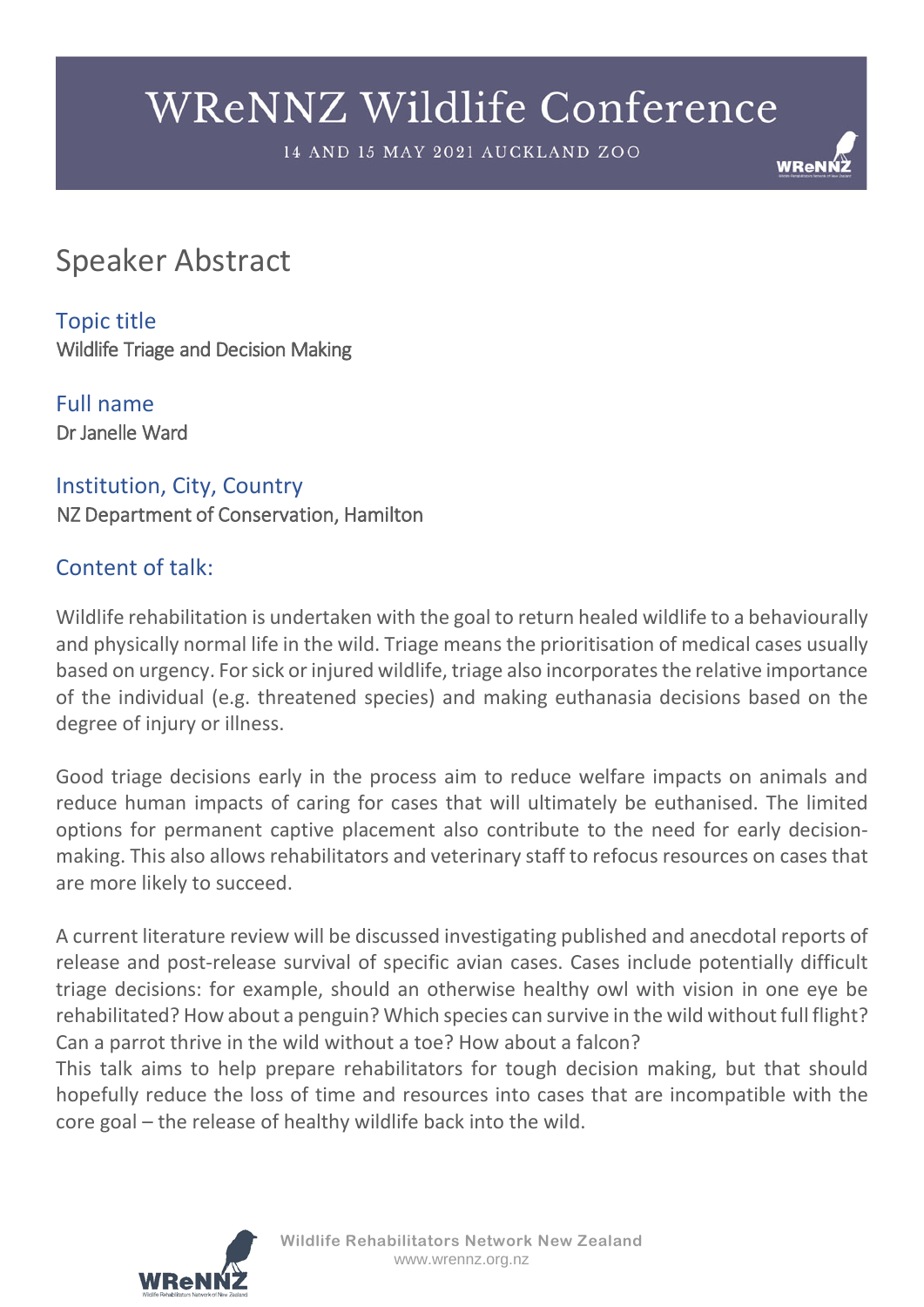# WReNNZ Wildlife Conference

14 AND 15 MAY 2021 AUCKLAND ZOO

## Speaker Abstract

### Topic title
Wildlife Triage and Decision Making

### Full name
Dr Janelle Ward

### Institution, City, Country
NZ Department of Conservation, Hamilton

### Content of talk:

Wildlife rehabilitation is undertaken with the goal to return healed wildlife to a behaviourally and physically normal life in the wild. Triage means the prioritisation of medical cases usually based on urgency. For sick or injured wildlife, triage also incorporates the relative importance of the individual (e.g. threatened species) and making euthanasia decisions based on the degree of injury or illness.

Good triage decisions early in the process aim to reduce welfare impacts on animals and reduce human impacts of caring for cases that will ultimately be euthanised. The limited options for permanent captive placement also contribute to the need for early decision-making. This also allows rehabilitators and veterinary staff to refocus resources on cases that are more likely to succeed.

A current literature review will be discussed investigating published and anecdotal reports of release and post-release survival of specific avian cases. Cases include potentially difficult triage decisions: for example, should an otherwise healthy owl with vision in one eye be rehabilitated? How about a penguin? Which species can survive in the wild without full flight? Can a parrot thrive in the wild without a toe? How about a falcon?
This talk aims to help prepare rehabilitators for tough decision making, but that should hopefully reduce the loss of time and resources into cases that are incompatible with the core goal – the release of healthy wildlife back into the wild.

Wildlife Rehabilitators Network New Zealand
www.wrennz.org.nz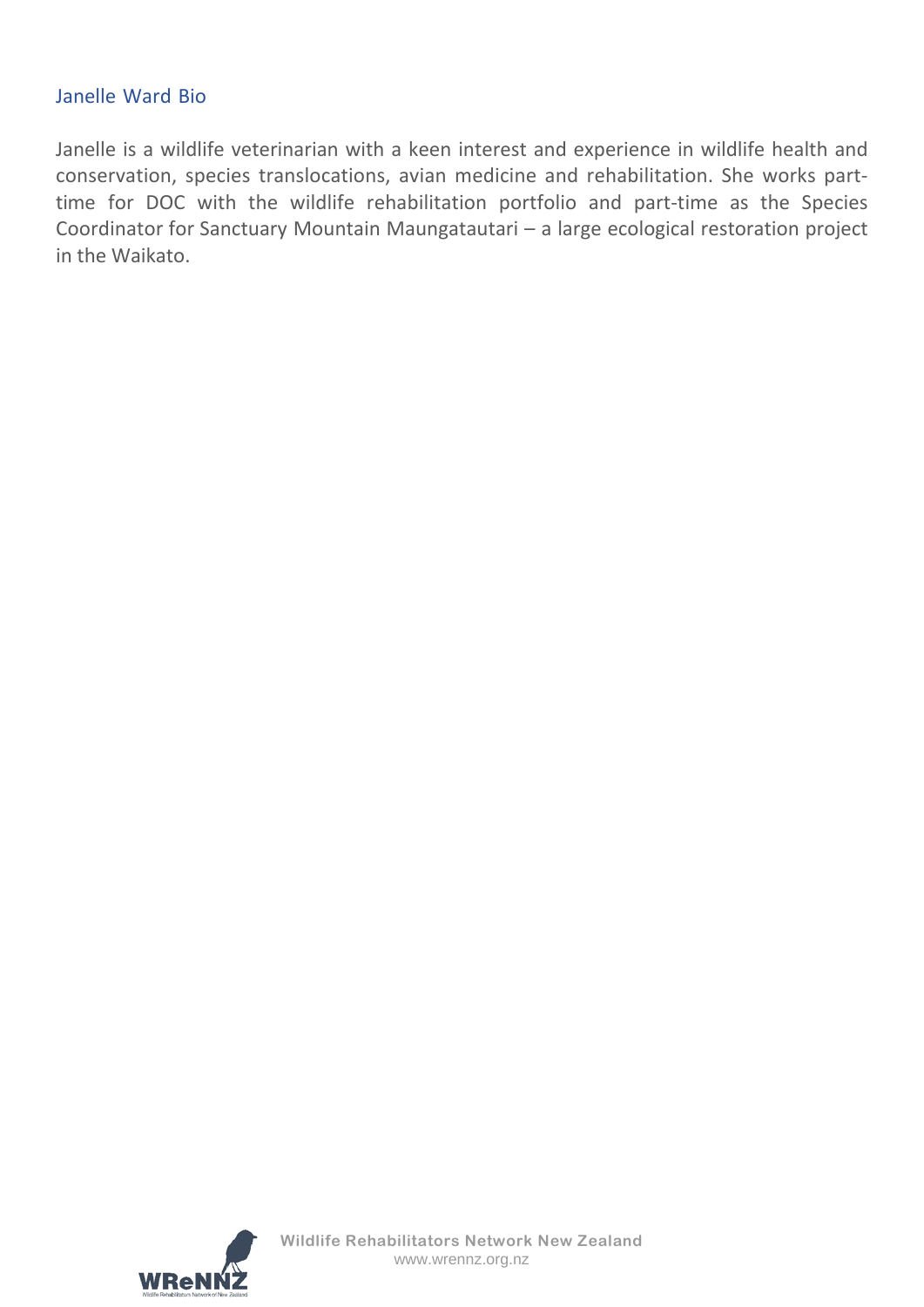## Janelle Ward Bio

Janelle is a wildlife veterinarian with a keen interest and experience in wildlife health and conservation, species translocations, avian medicine and rehabilitation. She works part-time for DOC with the wildlife rehabilitation portfolio and part-time as the Species Coordinator for Sanctuary Mountain Maungatautari – a large ecological restoration project in the Waikato.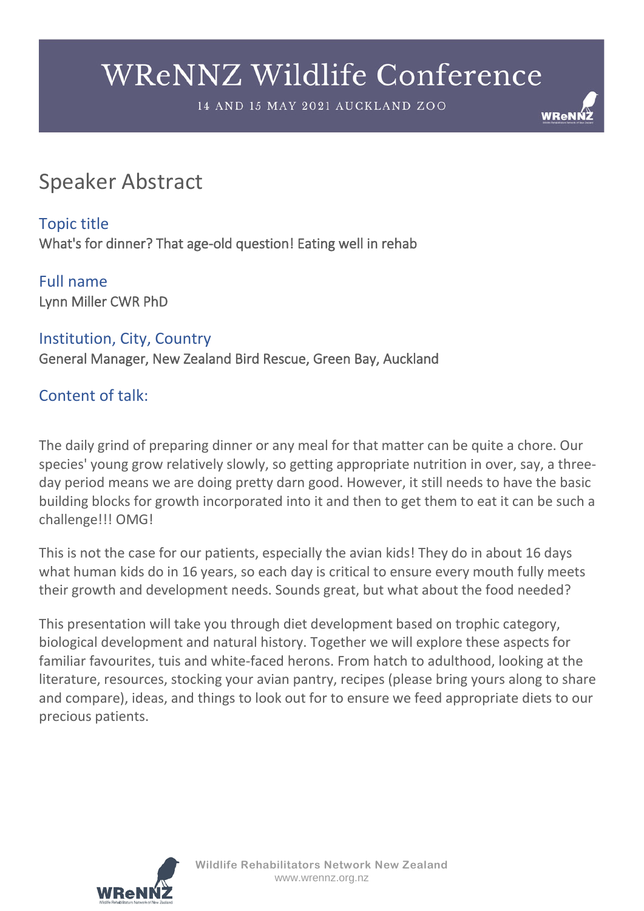# WReNNZ Wildlife Conference

14 AND 15 MAY 2021 AUCKLAND ZOO

## Speaker Abstract

### Topic title
What's for dinner? That age-old question! Eating well in rehab

### Full name
Lynn Miller CWR PhD

### Institution, City, Country
General Manager, New Zealand Bird Rescue, Green Bay, Auckland

### Content of talk:

The daily grind of preparing dinner or any meal for that matter can be quite a chore. Our species' young grow relatively slowly, so getting appropriate nutrition in over, say, a three-day period means we are doing pretty darn good. However, it still needs to have the basic building blocks for growth incorporated into it and then to get them to eat it can be such a challenge!!! OMG!

This is not the case for our patients, especially the avian kids! They do in about 16 days what human kids do in 16 years, so each day is critical to ensure every mouth fully meets their growth and development needs. Sounds great, but what about the food needed?

This presentation will take you through diet development based on trophic category, biological development and natural history. Together we will explore these aspects for familiar favourites, tuis and white-faced herons. From hatch to adulthood, looking at the literature, resources, stocking your avian pantry, recipes (please bring yours along to share and compare), ideas, and things to look out for to ensure we feed appropriate diets to our precious patients.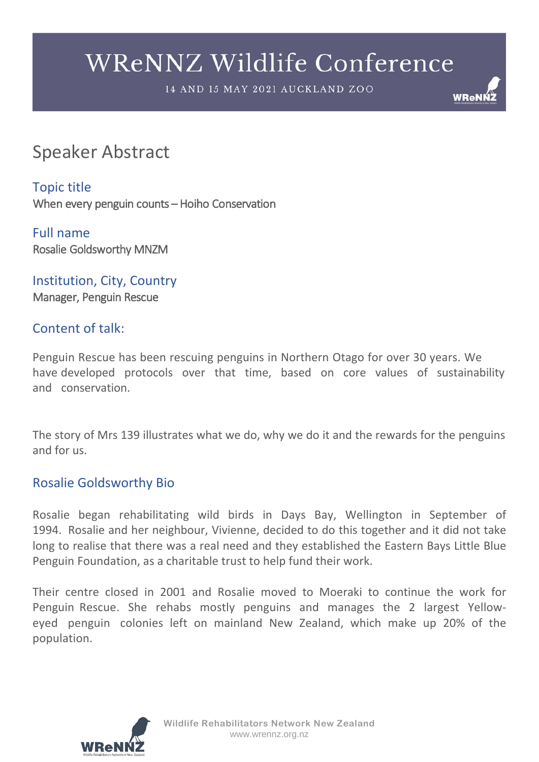# WReNNZ Wildlife Conference

14 AND 15 MAY 2021 AUCKLAND ZOO

## Speaker Abstract

### Topic title

When every penguin counts – Hoiho Conservation

### Full name

Rosalie Goldsworthy MNZM

### Institution, City, Country

Manager, Penguin Rescue

### Content of talk:

Penguin Rescue has been rescuing penguins in Northern Otago for over 30 years. We have developed protocols over that time, based on core values of sustainability and conservation.

The story of Mrs 139 illustrates what we do, why we do it and the rewards for the penguins and for us.

### Rosalie Goldsworthy Bio

Rosalie began rehabilitating wild birds in Days Bay, Wellington in September of 1994. Rosalie and her neighbour, Vivienne, decided to do this together and it did not take long to realise that there was a real need and they established the Eastern Bays Little Blue Penguin Foundation, as a charitable trust to help fund their work.

Their centre closed in 2001 and Rosalie moved to Moeraki to continue the work for Penguin Rescue. She rehabs mostly penguins and manages the 2 largest Yellow-eyed penguin colonies left on mainland New Zealand, which make up 20% of the population.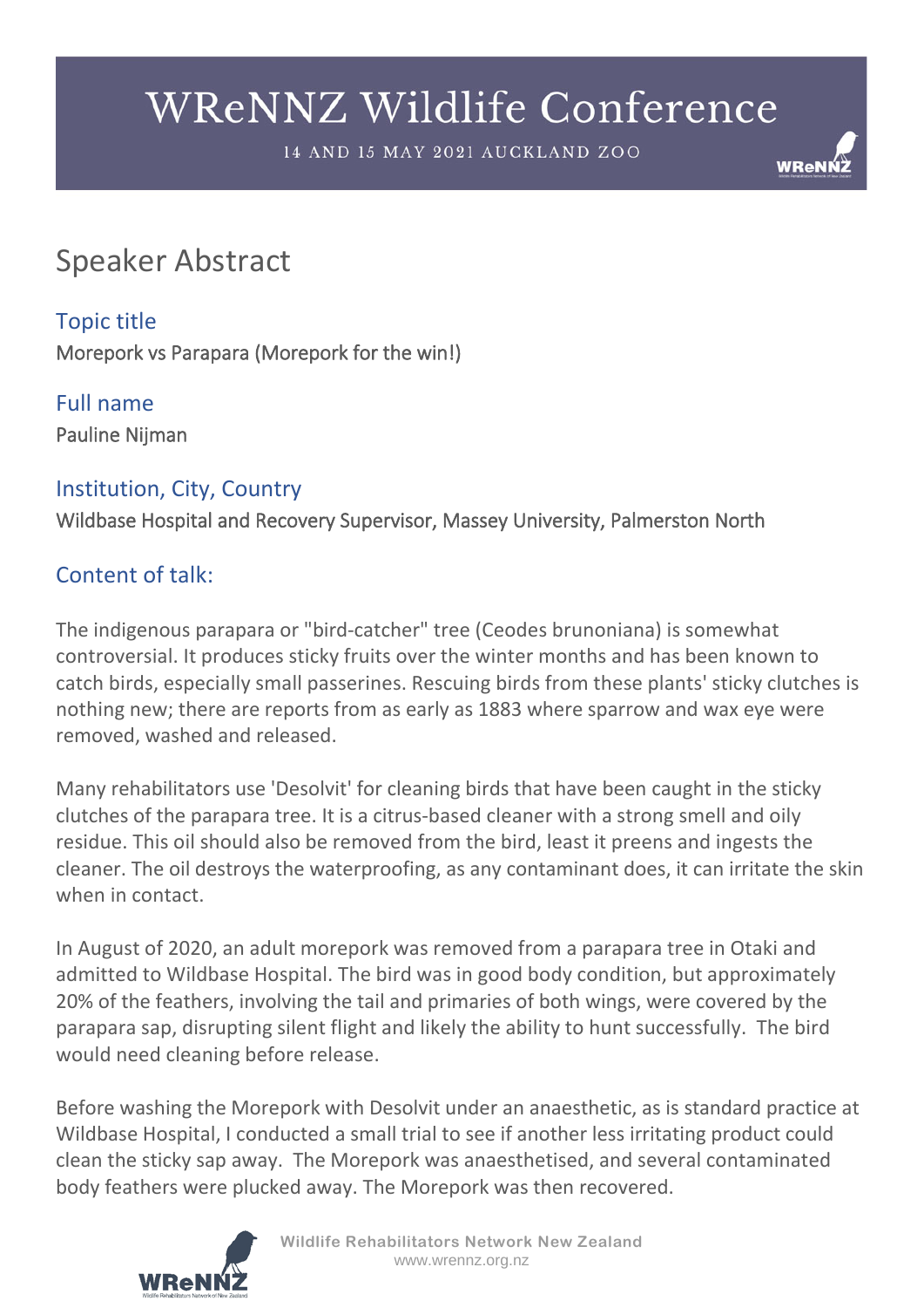# WReNNZ Wildlife Conference

14 AND 15 MAY 2021 AUCKLAND ZOO

## Speaker Abstract

### Topic title

Morepork vs Parapara (Morepork for the win!)

### Full name

Pauline Nijman

### Institution, City, Country

Wildbase Hospital and Recovery Supervisor, Massey University, Palmerston North

### Content of talk:

The indigenous parapara or "bird-catcher" tree (Ceodes brunoniana) is somewhat controversial. It produces sticky fruits over the winter months and has been known to catch birds, especially small passerines. Rescuing birds from these plants' sticky clutches is nothing new; there are reports from as early as 1883 where sparrow and wax eye were removed, washed and released.

Many rehabilitators use 'Desolvit' for cleaning birds that have been caught in the sticky clutches of the parapara tree. It is a citrus-based cleaner with a strong smell and oily residue. This oil should also be removed from the bird, least it preens and ingests the cleaner. The oil destroys the waterproofing, as any contaminant does, it can irritate the skin when in contact.

In August of 2020, an adult morepork was removed from a parapara tree in Otaki and admitted to Wildbase Hospital. The bird was in good body condition, but approximately 20% of the feathers, involving the tail and primaries of both wings, were covered by the parapara sap, disrupting silent flight and likely the ability to hunt successfully. The bird would need cleaning before release.

Before washing the Morepork with Desolvit under an anaesthetic, as is standard practice at Wildbase Hospital, I conducted a small trial to see if another less irritating product could clean the sticky sap away. The Morepork was anaesthetised, and several contaminated body feathers were plucked away. The Morepork was then recovered.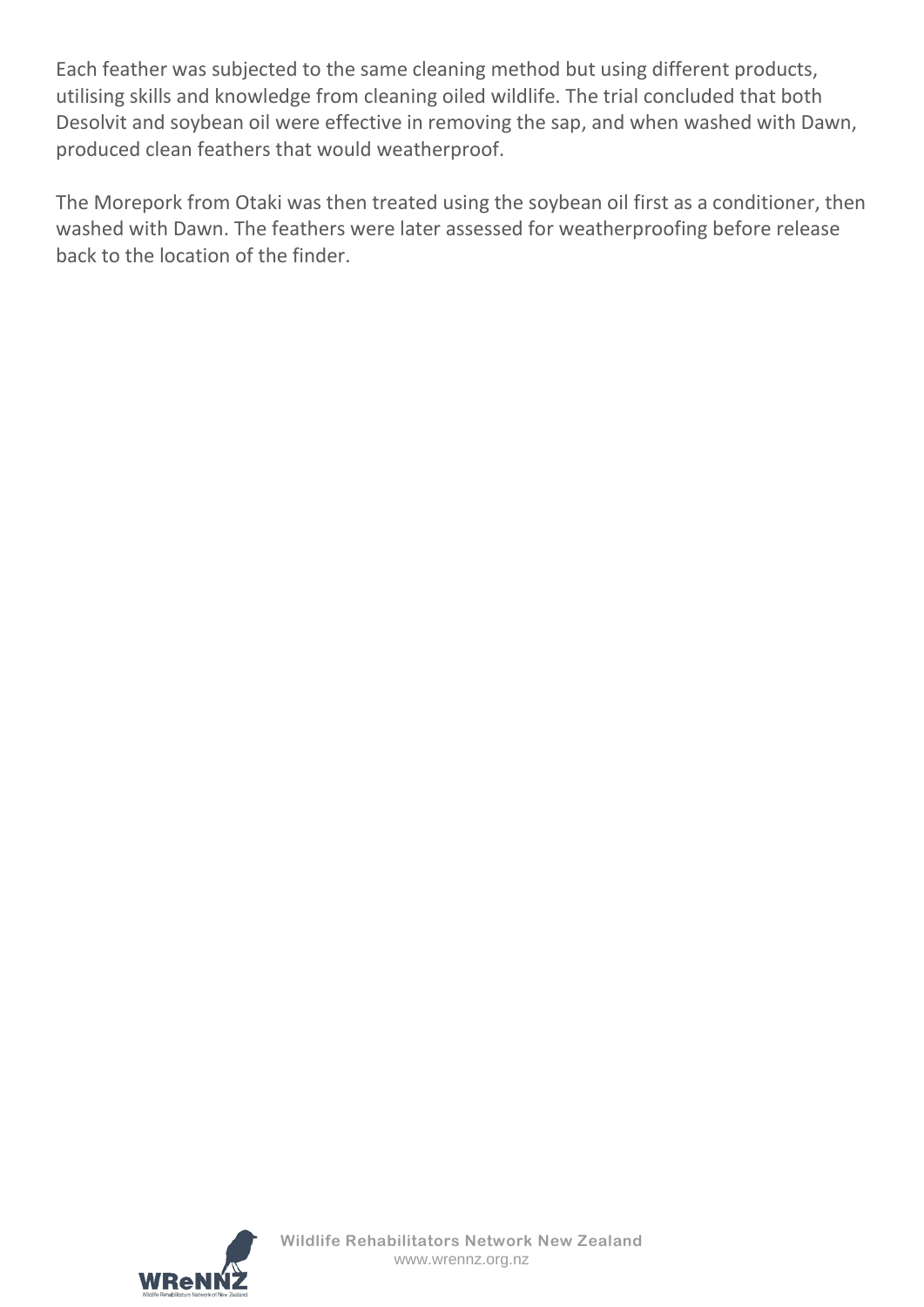Each feather was subjected to the same cleaning method but using different products, utilising skills and knowledge from cleaning oiled wildlife. The trial concluded that both Desolvit and soybean oil were effective in removing the sap, and when washed with Dawn, produced clean feathers that would weatherproof.

The Morepork from Otaki was then treated using the soybean oil first as a conditioner, then washed with Dawn. The feathers were later assessed for weatherproofing before release back to the location of the finder.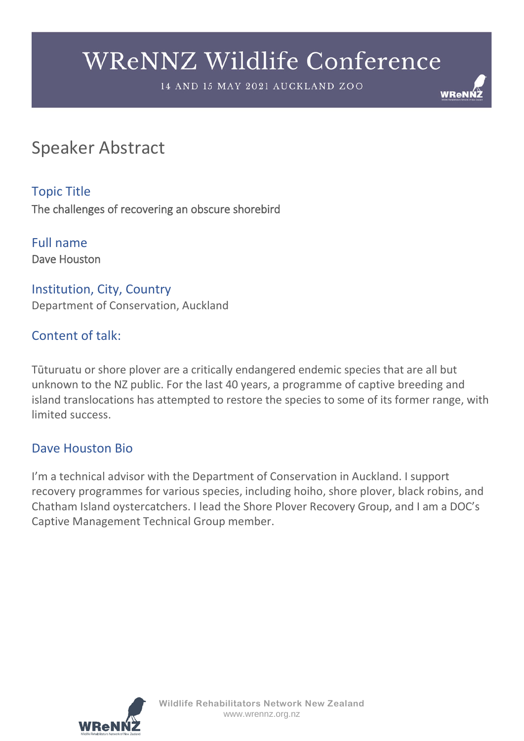## Speaker Abstract

### Topic Title
The challenges of recovering an obscure shorebird

### Full name
Dave Houston

### Institution, City, Country
Department of Conservation, Auckland

### Content of talk:

Tūturuatu or shore plover are a critically endangered endemic species that are all but unknown to the NZ public. For the last 40 years, a programme of captive breeding and island translocations has attempted to restore the species to some of its former range, with limited success.

### Dave Houston Bio

I'm a technical advisor with the Department of Conservation in Auckland. I support recovery programmes for various species, including hoiho, shore plover, black robins, and Chatham Island oystercatchers. I lead the Shore Plover Recovery Group, and I am a DOC's Captive Management Technical Group member.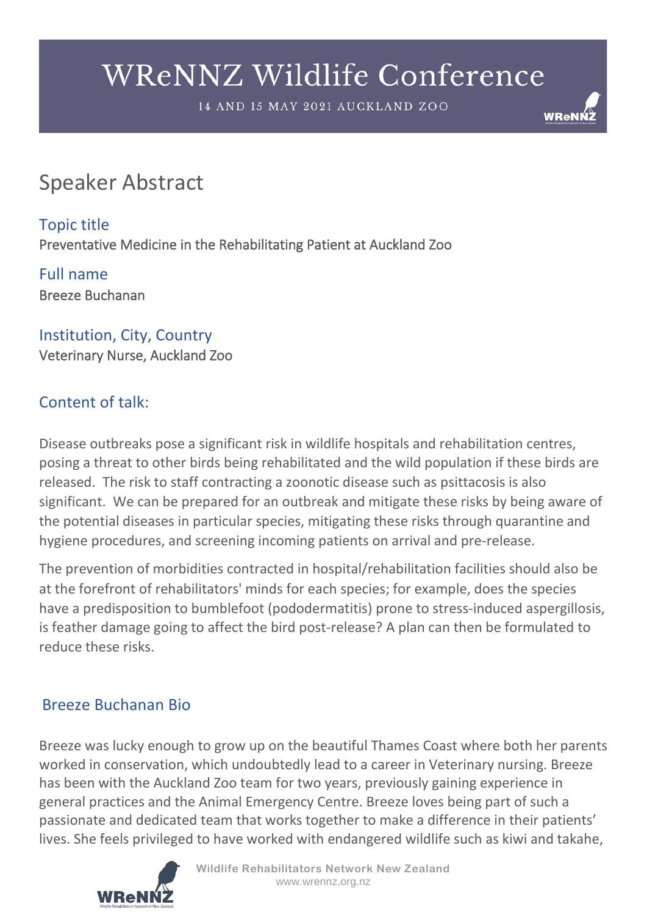# WReNNZ Wildlife Conference

14 AND 15 MAY 2021 AUCKLAND ZOO

## Speaker Abstract

### Topic title

Preventative Medicine in the Rehabilitating Patient at Auckland Zoo

### Full name

Breeze Buchanan

### Institution, City, Country

Veterinary Nurse, Auckland Zoo

### Content of talk:

Disease outbreaks pose a significant risk in wildlife hospitals and rehabilitation centres, posing a threat to other birds being rehabilitated and the wild population if these birds are released. The risk to staff contracting a zoonotic disease such as psittacosis is also significant. We can be prepared for an outbreak and mitigate these risks by being aware of the potential diseases in particular species, mitigating these risks through quarantine and hygiene procedures, and screening incoming patients on arrival and pre-release.

The prevention of morbidities contracted in hospital/rehabilitation facilities should also be at the forefront of rehabilitators' minds for each species; for example, does the species have a predisposition to bumblefoot (pododermatitis) prone to stress-induced aspergillosis, is feather damage going to affect the bird post-release? A plan can then be formulated to reduce these risks.

### Breeze Buchanan Bio

Breeze was lucky enough to grow up on the beautiful Thames Coast where both her parents worked in conservation, which undoubtedly lead to a career in Veterinary nursing. Breeze has been with the Auckland Zoo team for two years, previously gaining experience in general practices and the Animal Emergency Centre. Breeze loves being part of such a passionate and dedicated team that works together to make a difference in their patients' lives. She feels privileged to have worked with endangered wildlife such as kiwi and takahe,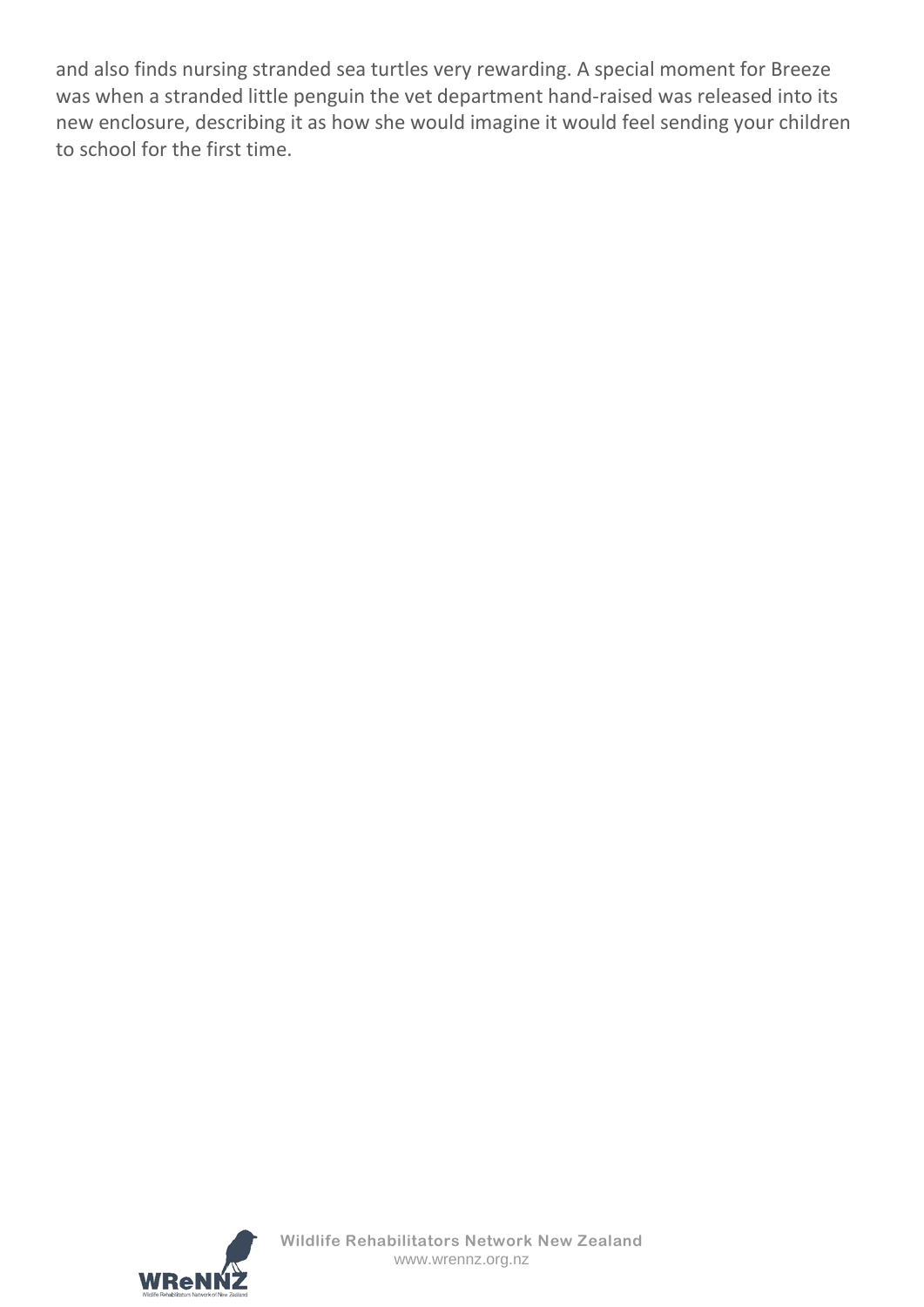and also finds nursing stranded sea turtles very rewarding. A special moment for Breeze was when a stranded little penguin the vet department hand-raised was released into its new enclosure, describing it as how she would imagine it would feel sending your children to school for the first time.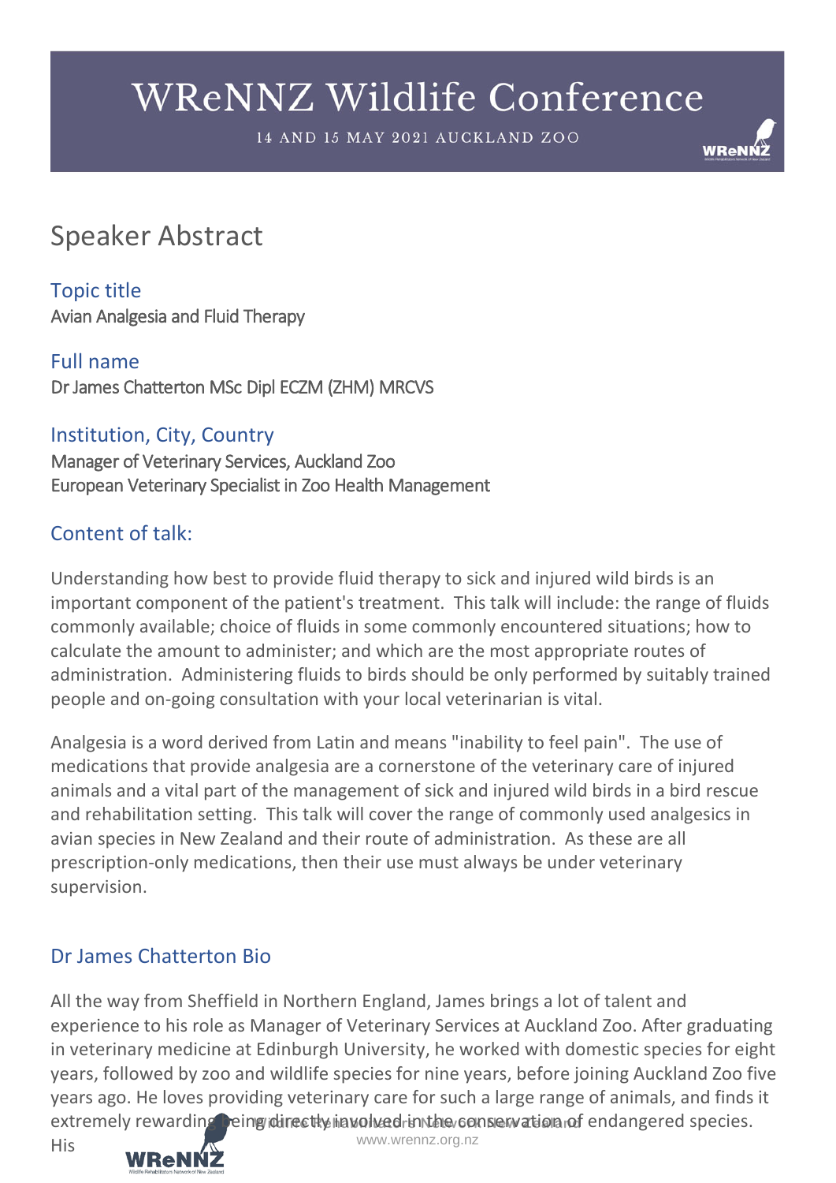# Speaker Abstract

## Topic title

Avian Analgesia and Fluid Therapy

## Full name

Dr James Chatterton MSc Dipl ECZM (ZHM) MRCVS

## Institution, City, Country

Manager of Veterinary Services, Auckland Zoo
European Veterinary Specialist in Zoo Health Management

## Content of talk:

Understanding how best to provide fluid therapy to sick and injured wild birds is an important component of the patient's treatment. This talk will include: the range of fluids commonly available; choice of fluids in some commonly encountered situations; how to calculate the amount to administer; and which are the most appropriate routes of administration. Administering fluids to birds should be only performed by suitably trained people and on-going consultation with your local veterinarian is vital.

Analgesia is a word derived from Latin and means "inability to feel pain". The use of medications that provide analgesia are a cornerstone of the veterinary care of injured animals and a vital part of the management of sick and injured wild birds in a bird rescue and rehabilitation setting. This talk will cover the range of commonly used analgesics in avian species in New Zealand and their route of administration. As these are all prescription-only medications, then their use must always be under veterinary supervision.

## Dr James Chatterton Bio

All the way from Sheffield in Northern England, James brings a lot of talent and experience to his role as Manager of Veterinary Services at Auckland Zoo. After graduating in veterinary medicine at Edinburgh University, he worked with domestic species for eight years, followed by zoo and wildlife species for nine years, before joining Auckland Zoo five years ago. He loves providing veterinary care for such a large range of animals, and finds it extremely rewarding being directly involved in the conservation of endangered species. His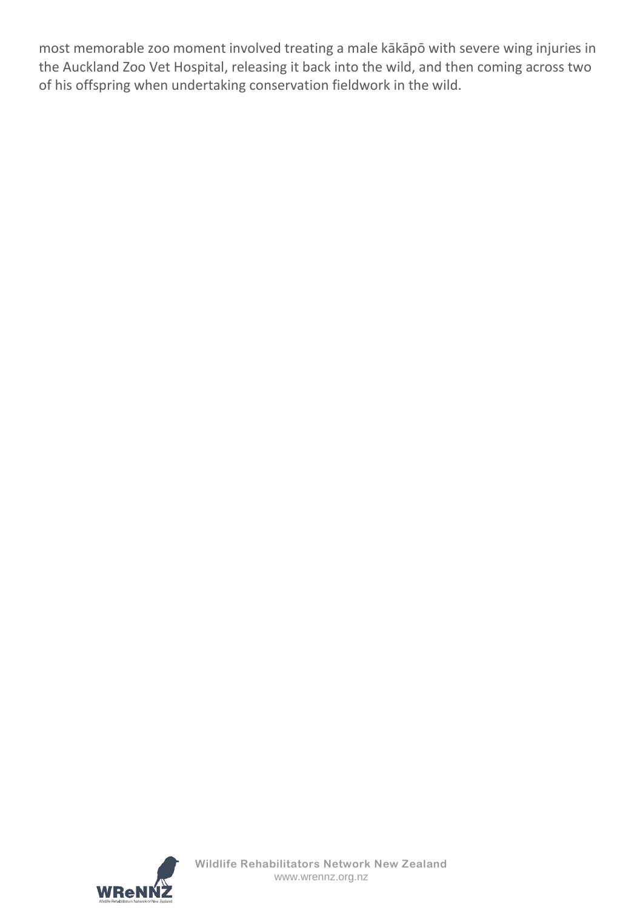most memorable zoo moment involved treating a male kākāpō with severe wing injuries in the Auckland Zoo Vet Hospital, releasing it back into the wild, and then coming across two of his offspring when undertaking conservation fieldwork in the wild.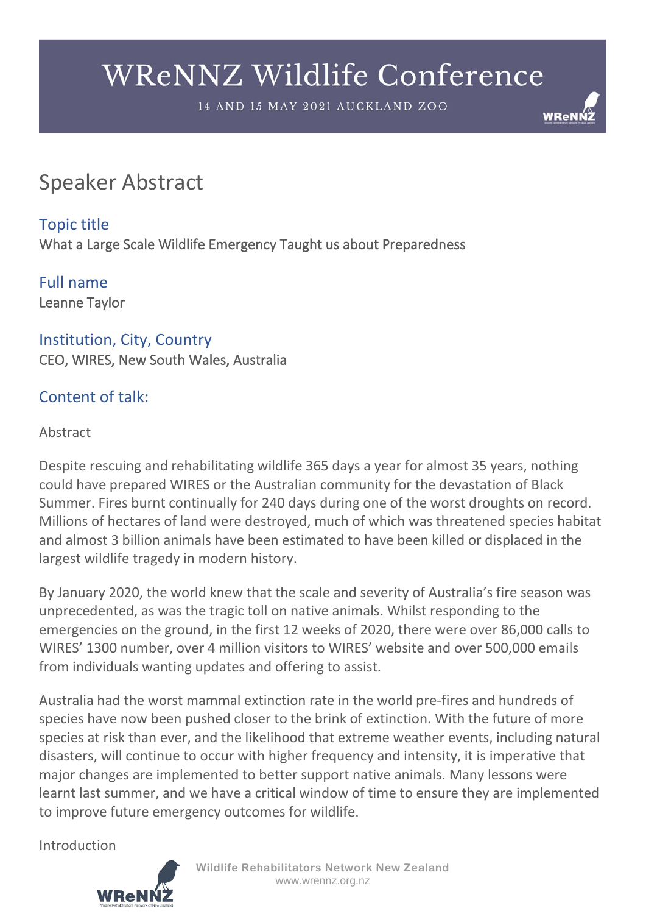# Speaker Abstract

## Topic title

What a Large Scale Wildlife Emergency Taught us about Preparedness

## Full name

Leanne Taylor

## Institution, City, Country

CEO, WIRES, New South Wales, Australia

## Content of talk:

Abstract

Despite rescuing and rehabilitating wildlife 365 days a year for almost 35 years, nothing could have prepared WIRES or the Australian community for the devastation of Black Summer. Fires burnt continually for 240 days during one of the worst droughts on record. Millions of hectares of land were destroyed, much of which was threatened species habitat and almost 3 billion animals have been estimated to have been killed or displaced in the largest wildlife tragedy in modern history.

By January 2020, the world knew that the scale and severity of Australia's fire season was unprecedented, as was the tragic toll on native animals. Whilst responding to the emergencies on the ground, in the first 12 weeks of 2020, there were over 86,000 calls to WIRES' 1300 number, over 4 million visitors to WIRES' website and over 500,000 emails from individuals wanting updates and offering to assist.

Australia had the worst mammal extinction rate in the world pre-fires and hundreds of species have now been pushed closer to the brink of extinction. With the future of more species at risk than ever, and the likelihood that extreme weather events, including natural disasters, will continue to occur with higher frequency and intensity, it is imperative that major changes are implemented to better support native animals. Many lessons were learnt last summer, and we have a critical window of time to ensure they are implemented to improve future emergency outcomes for wildlife.

Introduction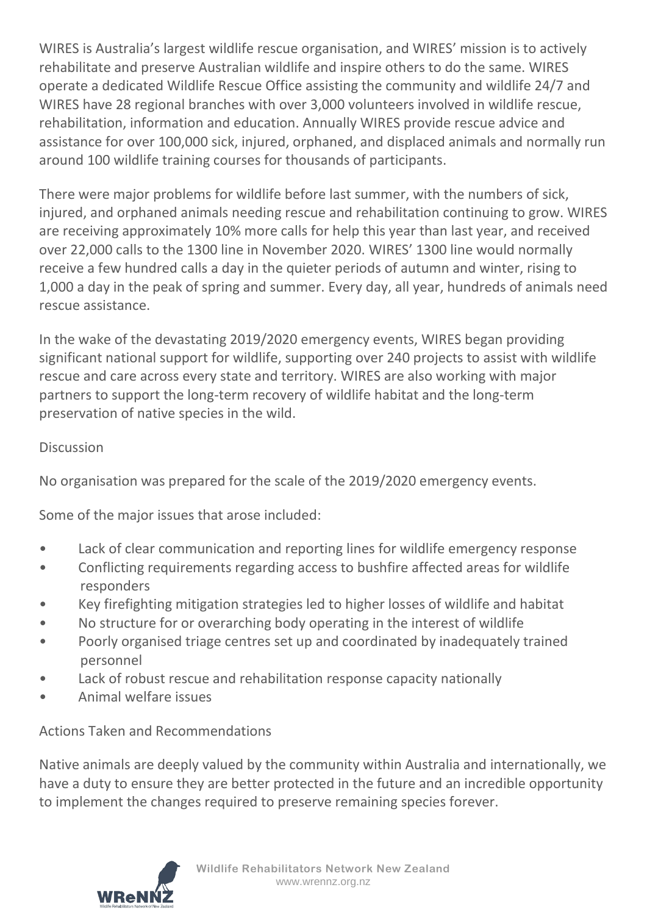WIRES is Australia's largest wildlife rescue organisation, and WIRES' mission is to actively rehabilitate and preserve Australian wildlife and inspire others to do the same. WIRES operate a dedicated Wildlife Rescue Office assisting the community and wildlife 24/7 and WIRES have 28 regional branches with over 3,000 volunteers involved in wildlife rescue, rehabilitation, information and education. Annually WIRES provide rescue advice and assistance for over 100,000 sick, injured, orphaned, and displaced animals and normally run around 100 wildlife training courses for thousands of participants.

There were major problems for wildlife before last summer, with the numbers of sick, injured, and orphaned animals needing rescue and rehabilitation continuing to grow. WIRES are receiving approximately 10% more calls for help this year than last year, and received over 22,000 calls to the 1300 line in November 2020. WIRES' 1300 line would normally receive a few hundred calls a day in the quieter periods of autumn and winter, rising to 1,000 a day in the peak of spring and summer. Every day, all year, hundreds of animals need rescue assistance.

In the wake of the devastating 2019/2020 emergency events, WIRES began providing significant national support for wildlife, supporting over 240 projects to assist with wildlife rescue and care across every state and territory. WIRES are also working with major partners to support the long-term recovery of wildlife habitat and the long-term preservation of native species in the wild.

Discussion

No organisation was prepared for the scale of the 2019/2020 emergency events.

Some of the major issues that arose included:

- Lack of clear communication and reporting lines for wildlife emergency response
- Conflicting requirements regarding access to bushfire affected areas for wildlife responders
- Key firefighting mitigation strategies led to higher losses of wildlife and habitat
- No structure for or overarching body operating in the interest of wildlife
- Poorly organised triage centres set up and coordinated by inadequately trained personnel
- Lack of robust rescue and rehabilitation response capacity nationally
- Animal welfare issues

Actions Taken and Recommendations

Native animals are deeply valued by the community within Australia and internationally, we have a duty to ensure they are better protected in the future and an incredible opportunity to implement the changes required to preserve remaining species forever.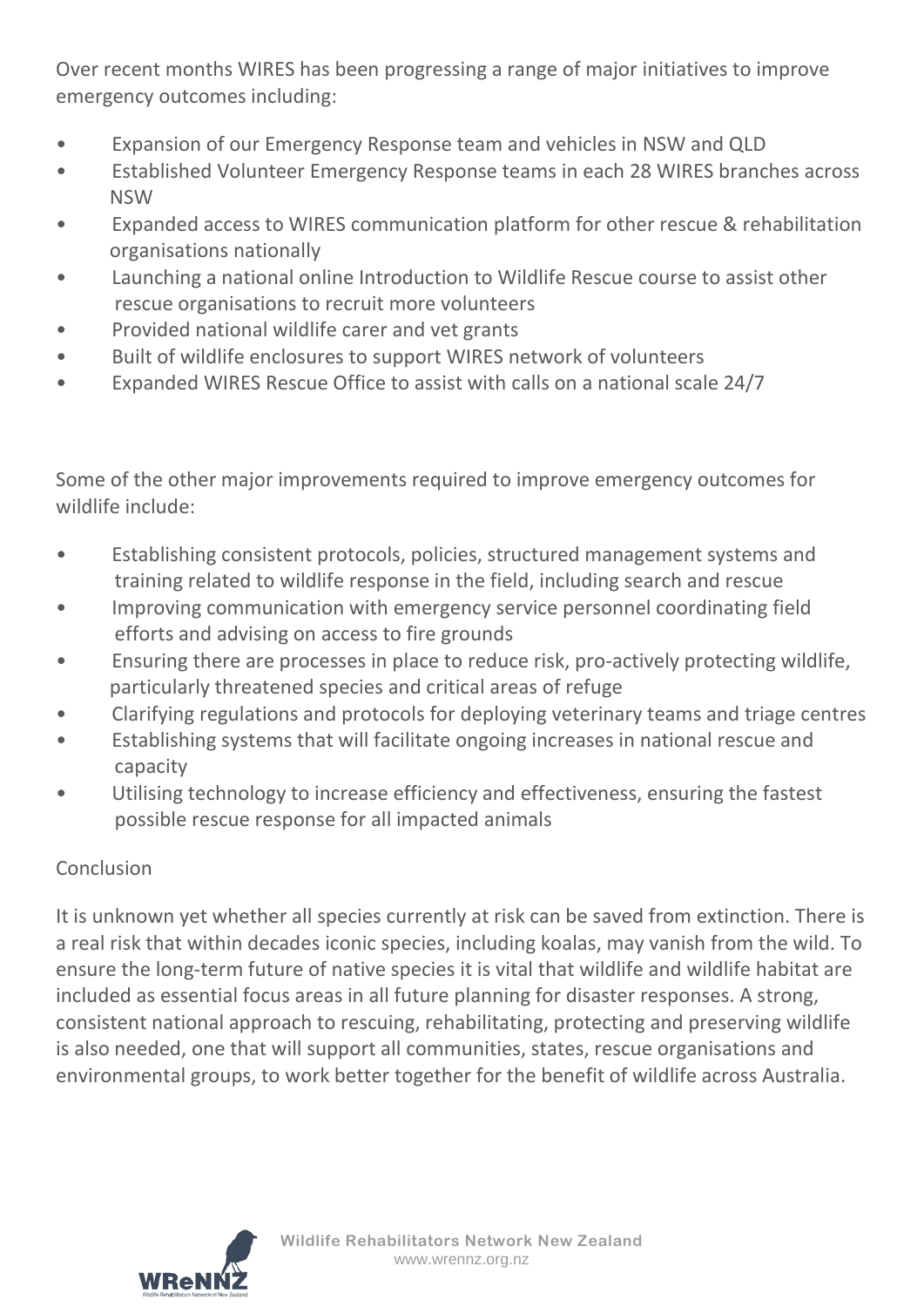Over recent months WIRES has been progressing a range of major initiatives to improve emergency outcomes including:

- Expansion of our Emergency Response team and vehicles in NSW and QLD
- Established Volunteer Emergency Response teams in each 28 WIRES branches across NSW
- Expanded access to WIRES communication platform for other rescue & rehabilitation organisations nationally
- Launching a national online Introduction to Wildlife Rescue course to assist other rescue organisations to recruit more volunteers
- Provided national wildlife carer and vet grants
- Built of wildlife enclosures to support WIRES network of volunteers
- Expanded WIRES Rescue Office to assist with calls on a national scale 24/7

Some of the other major improvements required to improve emergency outcomes for wildlife include:

- Establishing consistent protocols, policies, structured management systems and training related to wildlife response in the field, including search and rescue
- Improving communication with emergency service personnel coordinating field efforts and advising on access to fire grounds
- Ensuring there are processes in place to reduce risk, pro-actively protecting wildlife, particularly threatened species and critical areas of refuge
- Clarifying regulations and protocols for deploying veterinary teams and triage centres
- Establishing systems that will facilitate ongoing increases in national rescue and capacity
- Utilising technology to increase efficiency and effectiveness, ensuring the fastest possible rescue response for all impacted animals

## Conclusion

It is unknown yet whether all species currently at risk can be saved from extinction. There is a real risk that within decades iconic species, including koalas, may vanish from the wild. To ensure the long-term future of native species it is vital that wildlife and wildlife habitat are included as essential focus areas in all future planning for disaster responses. A strong, consistent national approach to rescuing, rehabilitating, protecting and preserving wildlife is also needed, one that will support all communities, states, rescue organisations and environmental groups, to work better together for the benefit of wildlife across Australia.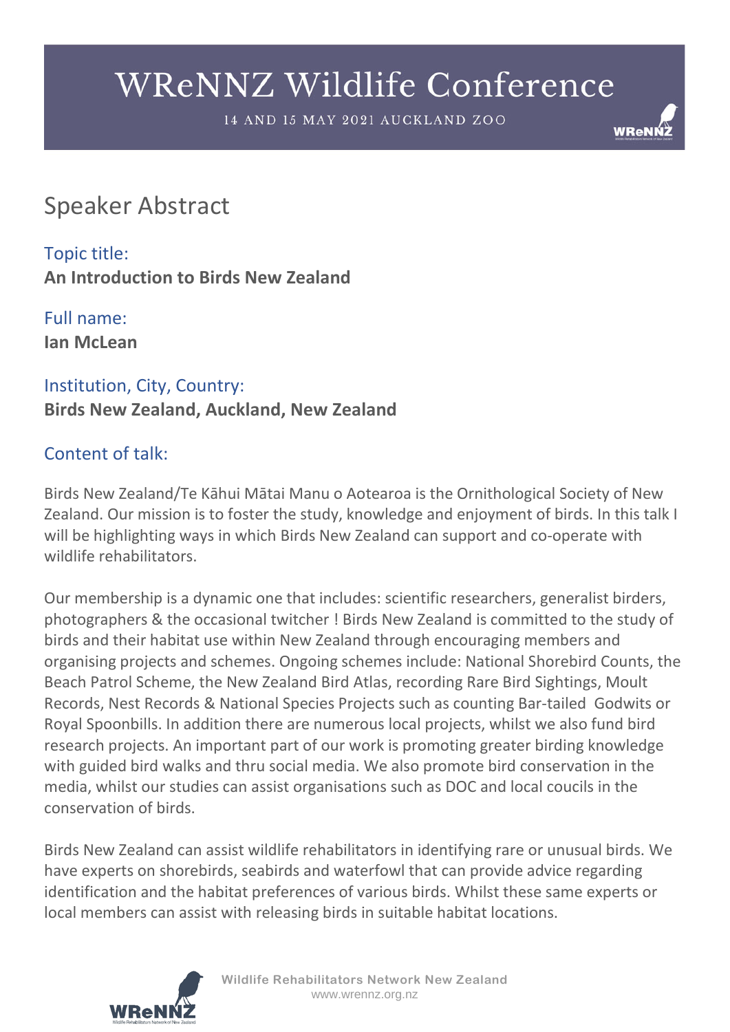## Speaker Abstract

Topic title:
**An Introduction to Birds New Zealand**

Full name:
**Ian McLean**

Institution, City, Country:
**Birds New Zealand, Auckland, New Zealand**

Content of talk:

Birds New Zealand/Te Kāhui Mātai Manu o Aotearoa is the Ornithological Society of New Zealand. Our mission is to foster the study, knowledge and enjoyment of birds. In this talk I will be highlighting ways in which Birds New Zealand can support and co-operate with wildlife rehabilitators.

Our membership is a dynamic one that includes: scientific researchers, generalist birders, photographers & the occasional twitcher ! Birds New Zealand is committed to the study of birds and their habitat use within New Zealand through encouraging members and organising projects and schemes. Ongoing schemes include: National Shorebird Counts, the Beach Patrol Scheme, the New Zealand Bird Atlas, recording Rare Bird Sightings, Moult Records, Nest Records & National Species Projects such as counting Bar-tailed Godwits or Royal Spoonbills. In addition there are numerous local projects, whilst we also fund bird research projects. An important part of our work is promoting greater birding knowledge with guided bird walks and thru social media. We also promote bird conservation in the media, whilst our studies can assist organisations such as DOC and local coucils in the conservation of birds.

Birds New Zealand can assist wildlife rehabilitators in identifying rare or unusual birds. We have experts on shorebirds, seabirds and waterfowl that can provide advice regarding identification and the habitat preferences of various birds. Whilst these same experts or local members can assist with releasing birds in suitable habitat locations.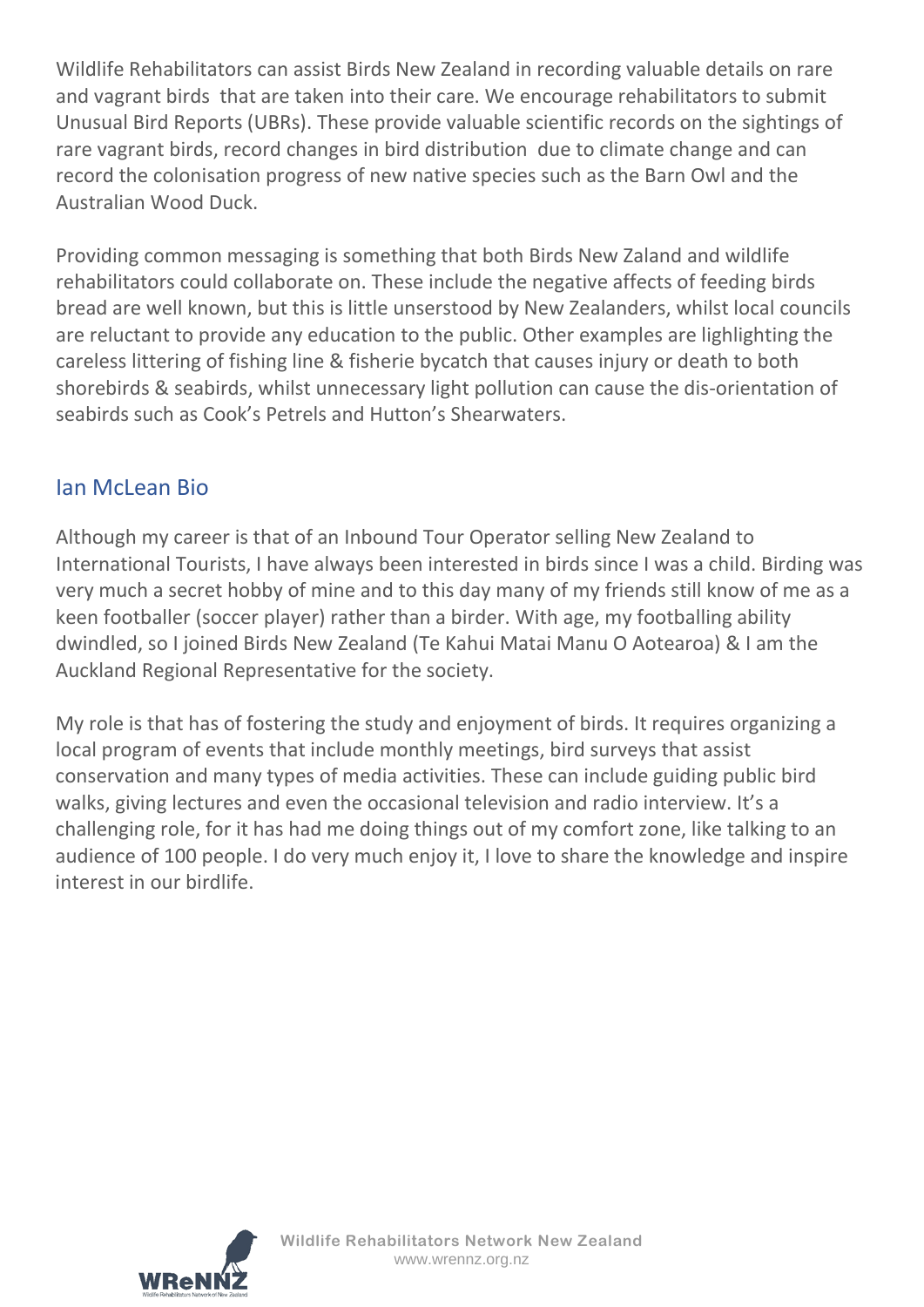Wildlife Rehabilitators can assist Birds New Zealand in recording valuable details on rare and vagrant birds  that are taken into their care. We encourage rehabilitators to submit Unusual Bird Reports (UBRs). These provide valuable scientific records on the sightings of rare vagrant birds, record changes in bird distribution  due to climate change and can record the colonisation progress of new native species such as the Barn Owl and the Australian Wood Duck.

Providing common messaging is something that both Birds New Zaland and wildlife rehabilitators could collaborate on. These include the negative affects of feeding birds bread are well known, but this is little unserstood by New Zealanders, whilst local councils are reluctant to provide any education to the public. Other examples are lighlighting the careless littering of fishing line & fisherie bycatch that causes injury or death to both shorebirds & seabirds, whilst unnecessary light pollution can cause the dis-orientation of seabirds such as Cook's Petrels and Hutton's Shearwaters.

## Ian McLean Bio

Although my career is that of an Inbound Tour Operator selling New Zealand to International Tourists, I have always been interested in birds since I was a child. Birding was very much a secret hobby of mine and to this day many of my friends still know of me as a keen footballer (soccer player) rather than a birder. With age, my footballing ability dwindled, so I joined Birds New Zealand (Te Kahui Matai Manu O Aotearoa) & I am the Auckland Regional Representative for the society.

My role is that has of fostering the study and enjoyment of birds. It requires organizing a local program of events that include monthly meetings, bird surveys that assist conservation and many types of media activities. These can include guiding public bird walks, giving lectures and even the occasional television and radio interview. It's a challenging role, for it has had me doing things out of my comfort zone, like talking to an audience of 100 people. I do very much enjoy it, I love to share the knowledge and inspire interest in our birdlife.